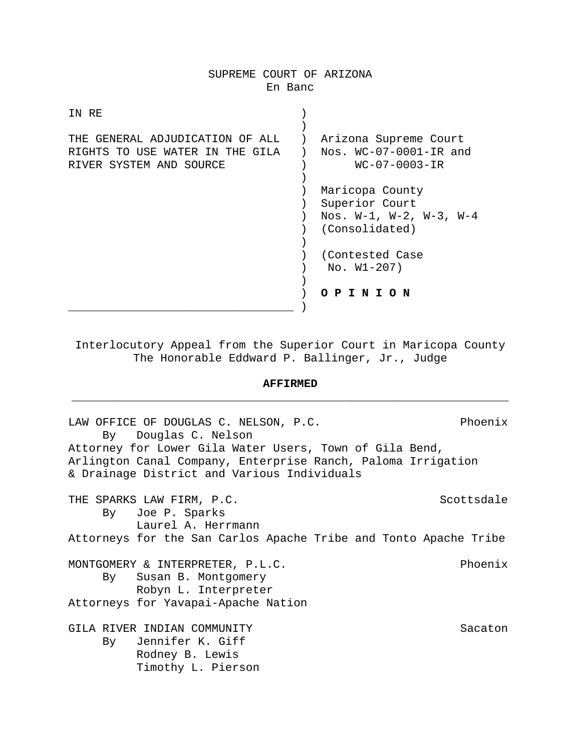SUPREME COURT OF ARIZONA
En Banc

| | |
|---|---|
| IN RE<br><br>THE GENERAL ADJUDICATION OF ALL RIGHTS TO USE WATER IN THE GILA RIVER SYSTEM AND SOURCE | Arizona Supreme Court Nos. WC-07-0001-IR and WC-07-0003-IR<br><br>Maricopa County Superior Court Nos. W-1, W-2, W-3, W-4 (Consolidated)<br><br>(Contested Case No. W1-207)<br><br>**O P I N I O N** |

Interlocutory Appeal from the Superior Court in Maricopa County
The Honorable Eddward P. Ballinger, Jr., Judge

**AFFIRMED**

---

LAW OFFICE OF DOUGLAS C. NELSON, P.C. — Phoenix
By Douglas C. Nelson
Attorney for Lower Gila Water Users, Town of Gila Bend, Arlington Canal Company, Enterprise Ranch, Paloma Irrigation & Drainage District and Various Individuals

THE SPARKS LAW FIRM, P.C. — Scottsdale
By Joe P. Sparks
Laurel A. Herrmann
Attorneys for the San Carlos Apache Tribe and Tonto Apache Tribe

MONTGOMERY & INTERPRETER, P.L.C. — Phoenix
By Susan B. Montgomery
Robyn L. Interpreter
Attorneys for Yavapai-Apache Nation

GILA RIVER INDIAN COMMUNITY — Sacaton
By Jennifer K. Giff
Rodney B. Lewis
Timothy L. Pierson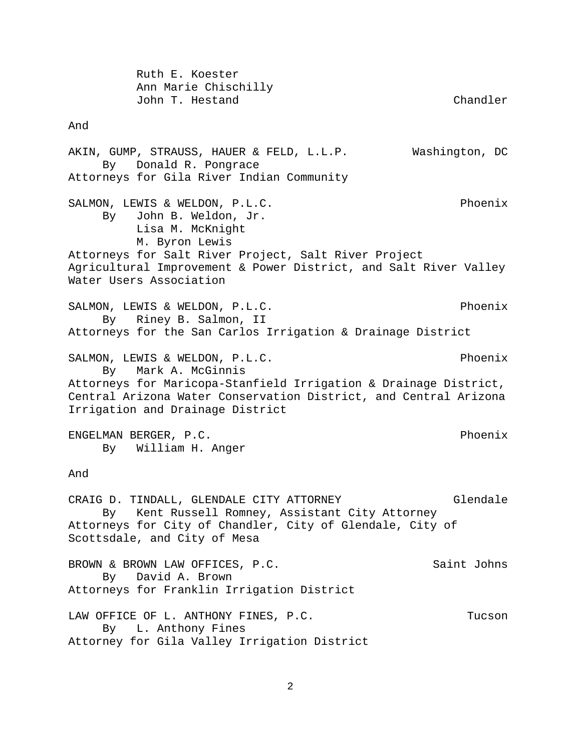Ruth E. Koester
Ann Marie Chischilly
John T. Hestand — Chandler

And

AKIN, GUMP, STRAUSS, HAUER & FELD, L.L.P. — Washington, DC
By Donald R. Pongrace
Attorneys for Gila River Indian Community

SALMON, LEWIS & WELDON, P.L.C. — Phoenix
By John B. Weldon, Jr.
Lisa M. McKnight
M. Byron Lewis
Attorneys for Salt River Project, Salt River Project Agricultural Improvement & Power District, and Salt River Valley Water Users Association

SALMON, LEWIS & WELDON, P.L.C. — Phoenix
By Riney B. Salmon, II
Attorneys for the San Carlos Irrigation & Drainage District

SALMON, LEWIS & WELDON, P.L.C. — Phoenix
By Mark A. McGinnis
Attorneys for Maricopa-Stanfield Irrigation & Drainage District, Central Arizona Water Conservation District, and Central Arizona Irrigation and Drainage District

ENGELMAN BERGER, P.C. — Phoenix
By William H. Anger

And

CRAIG D. TINDALL, GLENDALE CITY ATTORNEY — Glendale
By Kent Russell Romney, Assistant City Attorney
Attorneys for City of Chandler, City of Glendale, City of Scottsdale, and City of Mesa

BROWN & BROWN LAW OFFICES, P.C. — Saint Johns
By David A. Brown
Attorneys for Franklin Irrigation District

LAW OFFICE OF L. ANTHONY FINES, P.C. — Tucson
By L. Anthony Fines
Attorney for Gila Valley Irrigation District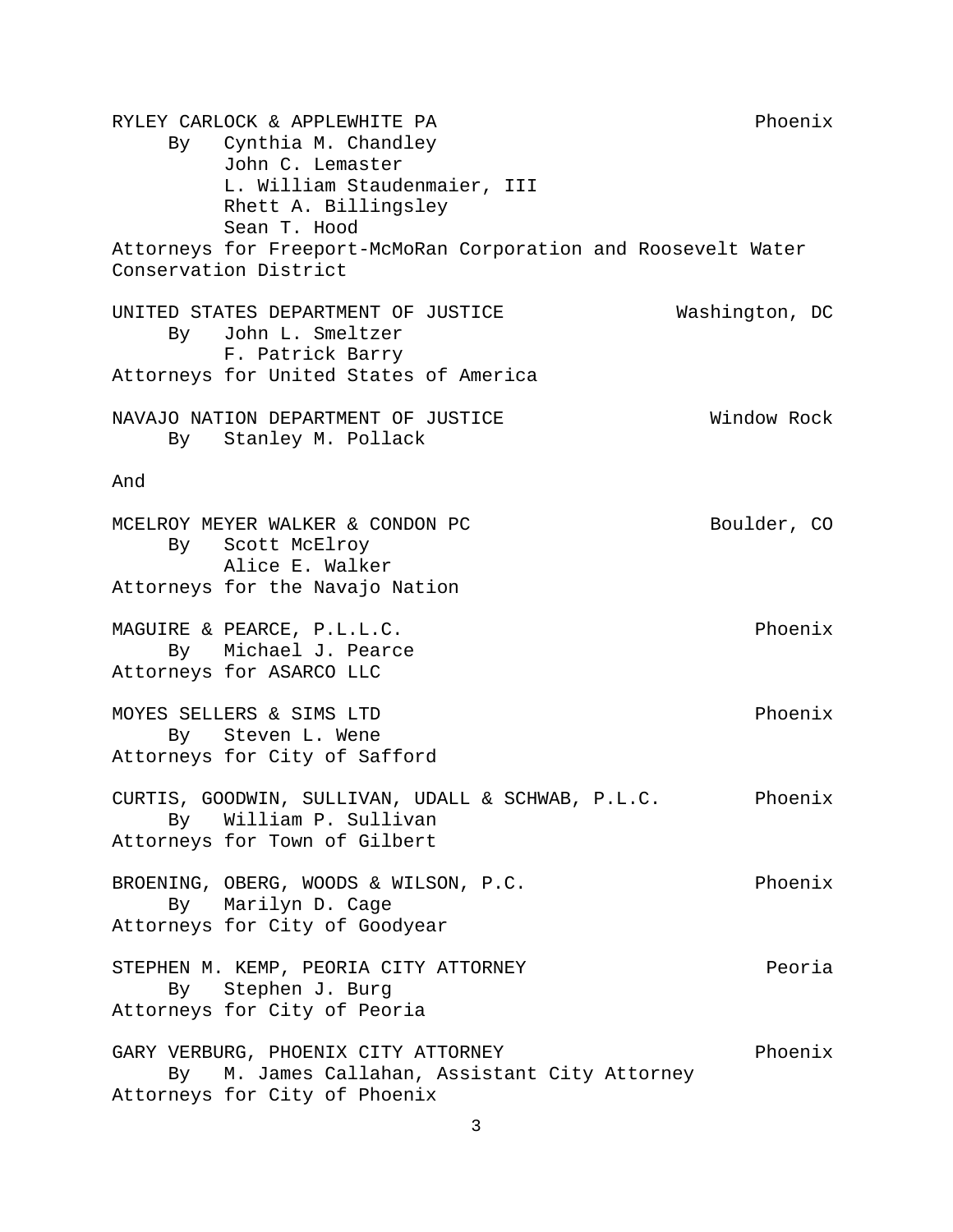RYLEY CARLOCK & APPLEWHITE PA Phoenix
By Cynthia M. Chandley
John C. Lemaster
L. William Staudenmaier, III
Rhett A. Billingsley
Sean T. Hood
Attorneys for Freeport-McMoRan Corporation and Roosevelt Water Conservation District

UNITED STATES DEPARTMENT OF JUSTICE Washington, DC
By John L. Smeltzer
F. Patrick Barry
Attorneys for United States of America

NAVAJO NATION DEPARTMENT OF JUSTICE Window Rock
By Stanley M. Pollack

And

MCELROY MEYER WALKER & CONDON PC Boulder, CO
By Scott McElroy
Alice E. Walker
Attorneys for the Navajo Nation

MAGUIRE & PEARCE, P.L.L.C. Phoenix
By Michael J. Pearce
Attorneys for ASARCO LLC

MOYES SELLERS & SIMS LTD Phoenix
By Steven L. Wene
Attorneys for City of Safford

CURTIS, GOODWIN, SULLIVAN, UDALL & SCHWAB, P.L.C. Phoenix
By William P. Sullivan
Attorneys for Town of Gilbert

BROENING, OBERG, WOODS & WILSON, P.C. Phoenix
By Marilyn D. Cage
Attorneys for City of Goodyear

STEPHEN M. KEMP, PEORIA CITY ATTORNEY Peoria
By Stephen J. Burg
Attorneys for City of Peoria

GARY VERBURG, PHOENIX CITY ATTORNEY Phoenix
By M. James Callahan, Assistant City Attorney
Attorneys for City of Phoenix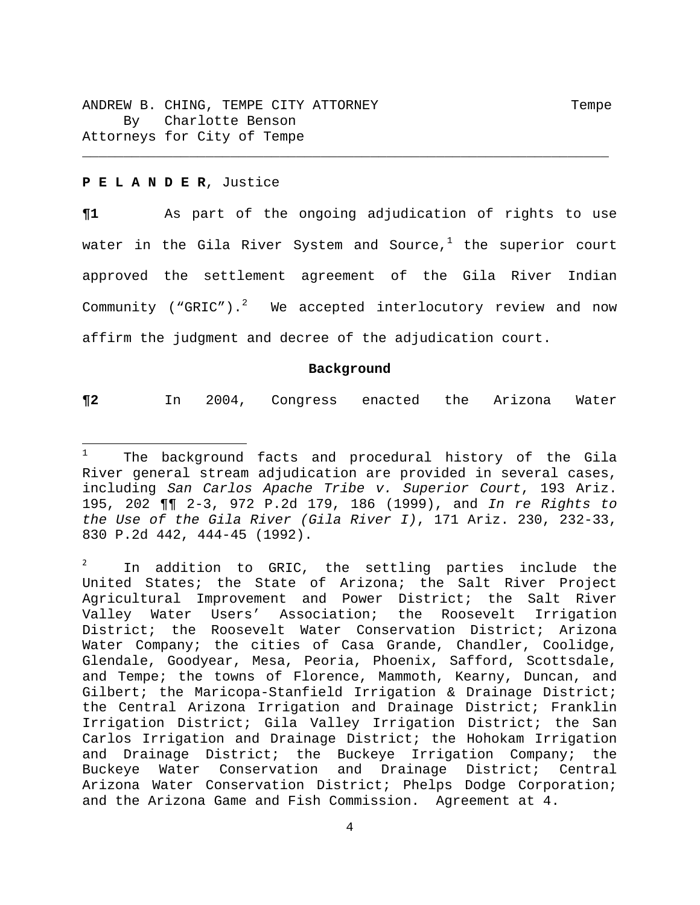ANDREW B. CHING, TEMPE CITY ATTORNEY Tempe
By Charlotte Benson
Attorneys for City of Tempe

---

**P E L A N D E R**, Justice

**¶1** As part of the ongoing adjudication of rights to use water in the Gila River System and Source,[1] the superior court approved the settlement agreement of the Gila River Indian Community ("GRIC").[2] We accepted interlocutory review and now affirm the judgment and decree of the adjudication court.

**Background**

**¶2** In 2004, Congress enacted the Arizona Water

---

[1] The background facts and procedural history of the Gila River general stream adjudication are provided in several cases, including *San Carlos Apache Tribe v. Superior Court*, 193 Ariz. 195, 202 ¶¶ 2-3, 972 P.2d 179, 186 (1999), and *In re Rights to the Use of the Gila River (Gila River I)*, 171 Ariz. 230, 232-33, 830 P.2d 442, 444-45 (1992).

[2] In addition to GRIC, the settling parties include the United States; the State of Arizona; the Salt River Project Agricultural Improvement and Power District; the Salt River Valley Water Users' Association; the Roosevelt Irrigation District; the Roosevelt Water Conservation District; Arizona Water Company; the cities of Casa Grande, Chandler, Coolidge, Glendale, Goodyear, Mesa, Peoria, Phoenix, Safford, Scottsdale, and Tempe; the towns of Florence, Mammoth, Kearny, Duncan, and Gilbert; the Maricopa-Stanfield Irrigation & Drainage District; the Central Arizona Irrigation and Drainage District; Franklin Irrigation District; Gila Valley Irrigation District; the San Carlos Irrigation and Drainage District; the Hohokam Irrigation and Drainage District; the Buckeye Irrigation Company; the Buckeye Water Conservation and Drainage District; Central Arizona Water Conservation District; Phelps Dodge Corporation; and the Arizona Game and Fish Commission. Agreement at 4.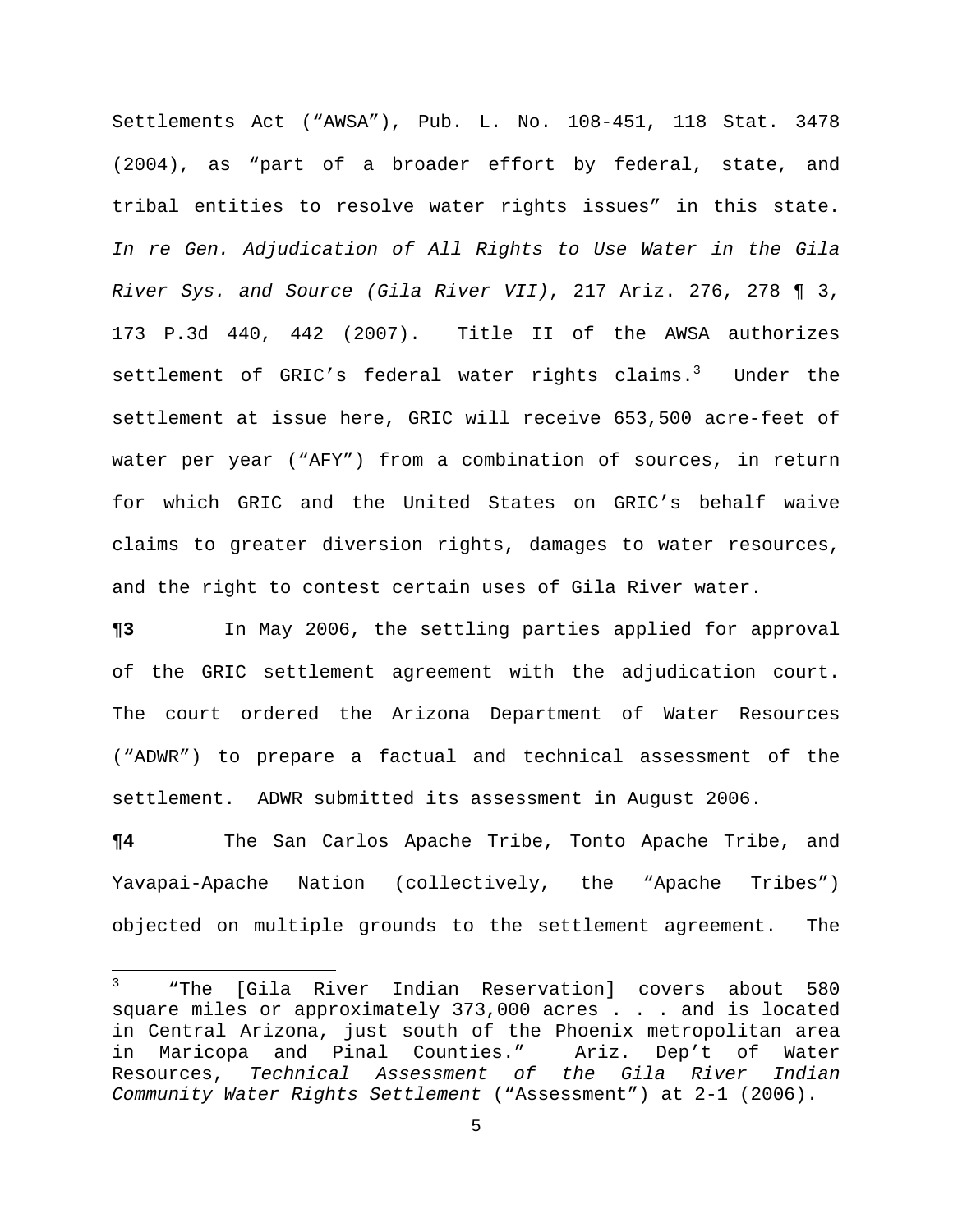Settlements Act ("AWSA"), Pub. L. No. 108-451, 118 Stat. 3478 (2004), as "part of a broader effort by federal, state, and tribal entities to resolve water rights issues" in this state. *In re Gen. Adjudication of All Rights to Use Water in the Gila River Sys. and Source (Gila River VII)*, 217 Ariz. 276, 278 ¶ 3, 173 P.3d 440, 442 (2007). Title II of the AWSA authorizes settlement of GRIC's federal water rights claims.[3] Under the settlement at issue here, GRIC will receive 653,500 acre-feet of water per year ("AFY") from a combination of sources, in return for which GRIC and the United States on GRIC's behalf waive claims to greater diversion rights, damages to water resources, and the right to contest certain uses of Gila River water.

**¶3** In May 2006, the settling parties applied for approval of the GRIC settlement agreement with the adjudication court. The court ordered the Arizona Department of Water Resources ("ADWR") to prepare a factual and technical assessment of the settlement. ADWR submitted its assessment in August 2006.

**¶4** The San Carlos Apache Tribe, Tonto Apache Tribe, and Yavapai-Apache Nation (collectively, the "Apache Tribes") objected on multiple grounds to the settlement agreement. The

---

[3] "The [Gila River Indian Reservation] covers about 580 square miles or approximately 373,000 acres . . . and is located in Central Arizona, just south of the Phoenix metropolitan area in Maricopa and Pinal Counties." Ariz. Dep't of Water Resources, *Technical Assessment of the Gila River Indian Community Water Rights Settlement* ("Assessment") at 2-1 (2006).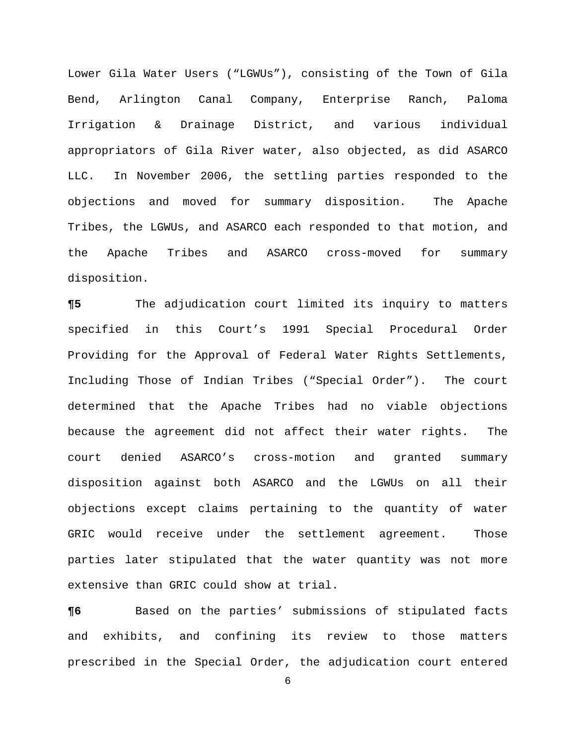Lower Gila Water Users ("LGWUs"), consisting of the Town of Gila Bend, Arlington Canal Company, Enterprise Ranch, Paloma Irrigation & Drainage District, and various individual appropriators of Gila River water, also objected, as did ASARCO LLC. In November 2006, the settling parties responded to the objections and moved for summary disposition. The Apache Tribes, the LGWUs, and ASARCO each responded to that motion, and the Apache Tribes and ASARCO cross-moved for summary disposition.

**¶5** The adjudication court limited its inquiry to matters specified in this Court's 1991 Special Procedural Order Providing for the Approval of Federal Water Rights Settlements, Including Those of Indian Tribes ("Special Order"). The court determined that the Apache Tribes had no viable objections because the agreement did not affect their water rights. The court denied ASARCO's cross-motion and granted summary disposition against both ASARCO and the LGWUs on all their objections except claims pertaining to the quantity of water GRIC would receive under the settlement agreement. Those parties later stipulated that the water quantity was not more extensive than GRIC could show at trial.

**¶6** Based on the parties' submissions of stipulated facts and exhibits, and confining its review to those matters prescribed in the Special Order, the adjudication court entered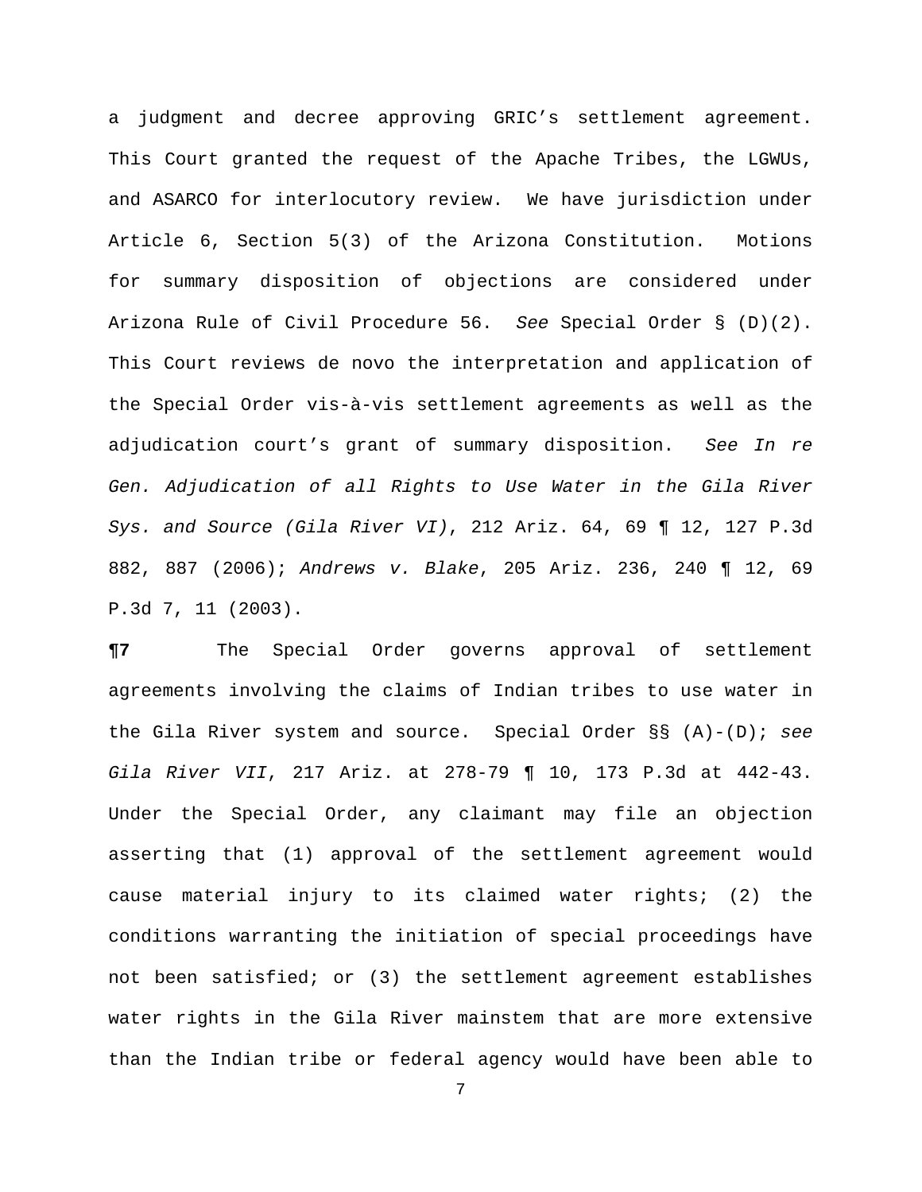a judgment and decree approving GRIC's settlement agreement. This Court granted the request of the Apache Tribes, the LGWUs, and ASARCO for interlocutory review. We have jurisdiction under Article 6, Section 5(3) of the Arizona Constitution. Motions for summary disposition of objections are considered under Arizona Rule of Civil Procedure 56. *See* Special Order § (D)(2). This Court reviews de novo the interpretation and application of the Special Order vis-à-vis settlement agreements as well as the adjudication court's grant of summary disposition. *See In re Gen. Adjudication of all Rights to Use Water in the Gila River Sys. and Source (Gila River VI)*, 212 Ariz. 64, 69 ¶ 12, 127 P.3d 882, 887 (2006); *Andrews v. Blake*, 205 Ariz. 236, 240 ¶ 12, 69 P.3d 7, 11 (2003).

**¶7** The Special Order governs approval of settlement agreements involving the claims of Indian tribes to use water in the Gila River system and source. Special Order §§ (A)-(D); *see Gila River VII*, 217 Ariz. at 278-79 ¶ 10, 173 P.3d at 442-43. Under the Special Order, any claimant may file an objection asserting that (1) approval of the settlement agreement would cause material injury to its claimed water rights; (2) the conditions warranting the initiation of special proceedings have not been satisfied; or (3) the settlement agreement establishes water rights in the Gila River mainstem that are more extensive than the Indian tribe or federal agency would have been able to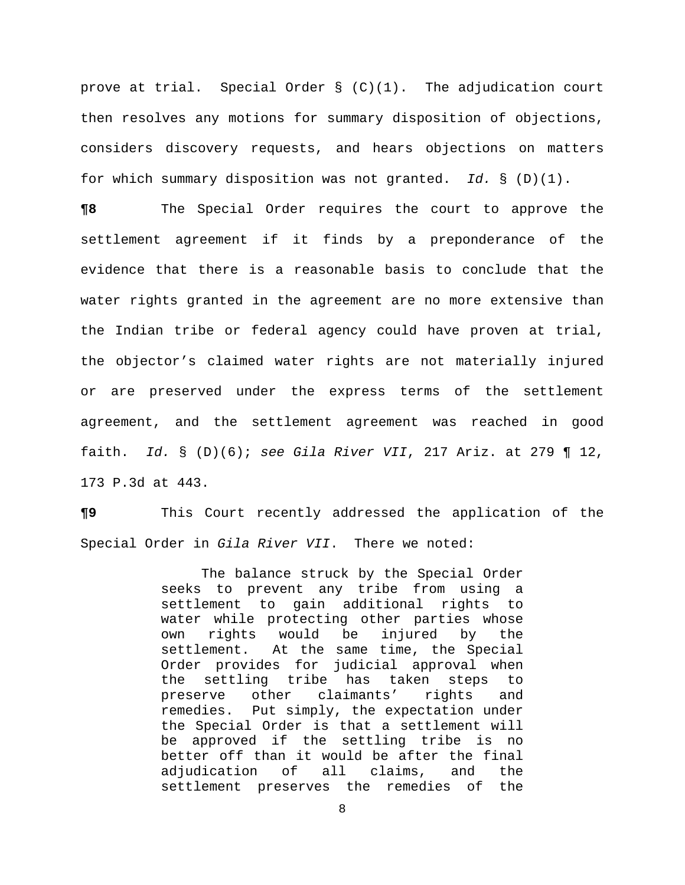prove at trial. Special Order § (C)(1). The adjudication court then resolves any motions for summary disposition of objections, considers discovery requests, and hears objections on matters for which summary disposition was not granted. *Id.* § (D)(1).

**¶8** The Special Order requires the court to approve the settlement agreement if it finds by a preponderance of the evidence that there is a reasonable basis to conclude that the water rights granted in the agreement are no more extensive than the Indian tribe or federal agency could have proven at trial, the objector's claimed water rights are not materially injured or are preserved under the express terms of the settlement agreement, and the settlement agreement was reached in good faith. *Id.* § (D)(6); *see Gila River VII*, 217 Ariz. at 279 ¶ 12, 173 P.3d at 443.

**¶9** This Court recently addressed the application of the Special Order in *Gila River VII*. There we noted:

> The balance struck by the Special Order seeks to prevent any tribe from using a settlement to gain additional rights to water while protecting other parties whose own rights would be injured by the settlement. At the same time, the Special Order provides for judicial approval when the settling tribe has taken steps to preserve other claimants' rights and remedies. Put simply, the expectation under the Special Order is that a settlement will be approved if the settling tribe is no better off than it would be after the final adjudication of all claims, and the settlement preserves the remedies of the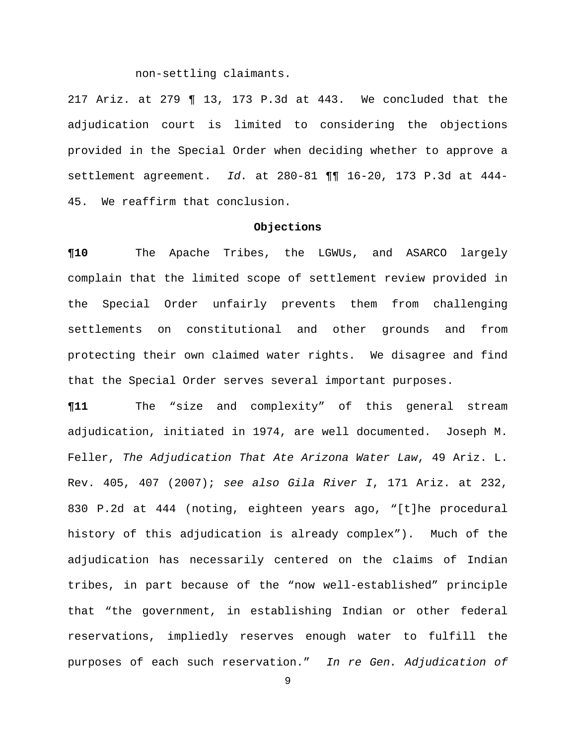non-settling claimants.

217 Ariz. at 279 ¶ 13, 173 P.3d at 443. We concluded that the adjudication court is limited to considering the objections provided in the Special Order when deciding whether to approve a settlement agreement. *Id.* at 280-81 ¶¶ 16-20, 173 P.3d at 444-45. We reaffirm that conclusion.

**Objections**

**¶10** The Apache Tribes, the LGWUs, and ASARCO largely complain that the limited scope of settlement review provided in the Special Order unfairly prevents them from challenging settlements on constitutional and other grounds and from protecting their own claimed water rights. We disagree and find that the Special Order serves several important purposes.

**¶11** The "size and complexity" of this general stream adjudication, initiated in 1974, are well documented. Joseph M. Feller, *The Adjudication That Ate Arizona Water Law*, 49 Ariz. L. Rev. 405, 407 (2007); *see also Gila River I*, 171 Ariz. at 232, 830 P.2d at 444 (noting, eighteen years ago, "[t]he procedural history of this adjudication is already complex"). Much of the adjudication has necessarily centered on the claims of Indian tribes, in part because of the "now well-established" principle that "the government, in establishing Indian or other federal reservations, impliedly reserves enough water to fulfill the purposes of each such reservation." *In re Gen. Adjudication of*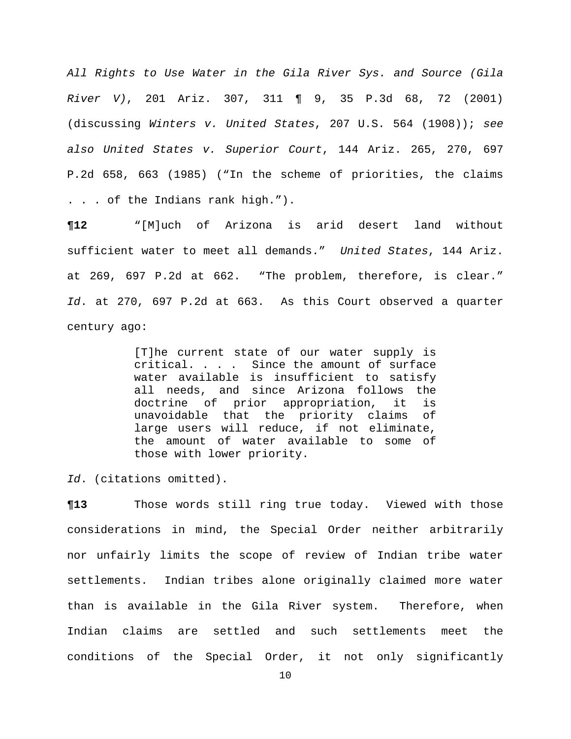*All Rights to Use Water in the Gila River Sys. and Source (Gila River V)*, 201 Ariz. 307, 311 ¶ 9, 35 P.3d 68, 72 (2001) (discussing *Winters v. United States*, 207 U.S. 564 (1908)); *see also United States v. Superior Court*, 144 Ariz. 265, 270, 697 P.2d 658, 663 (1985) ("In the scheme of priorities, the claims . . . of the Indians rank high.").

**¶12** "[M]uch of Arizona is arid desert land without sufficient water to meet all demands." *United States*, 144 Ariz. at 269, 697 P.2d at 662. "The problem, therefore, is clear." *Id*. at 270, 697 P.2d at 663. As this Court observed a quarter century ago:

> [T]he current state of our water supply is critical. . . . Since the amount of surface water available is insufficient to satisfy all needs, and since Arizona follows the doctrine of prior appropriation, it is unavoidable that the priority claims of large users will reduce, if not eliminate, the amount of water available to some of those with lower priority.

*Id*. (citations omitted).

**¶13** Those words still ring true today. Viewed with those considerations in mind, the Special Order neither arbitrarily nor unfairly limits the scope of review of Indian tribe water settlements. Indian tribes alone originally claimed more water than is available in the Gila River system. Therefore, when Indian claims are settled and such settlements meet the conditions of the Special Order, it not only significantly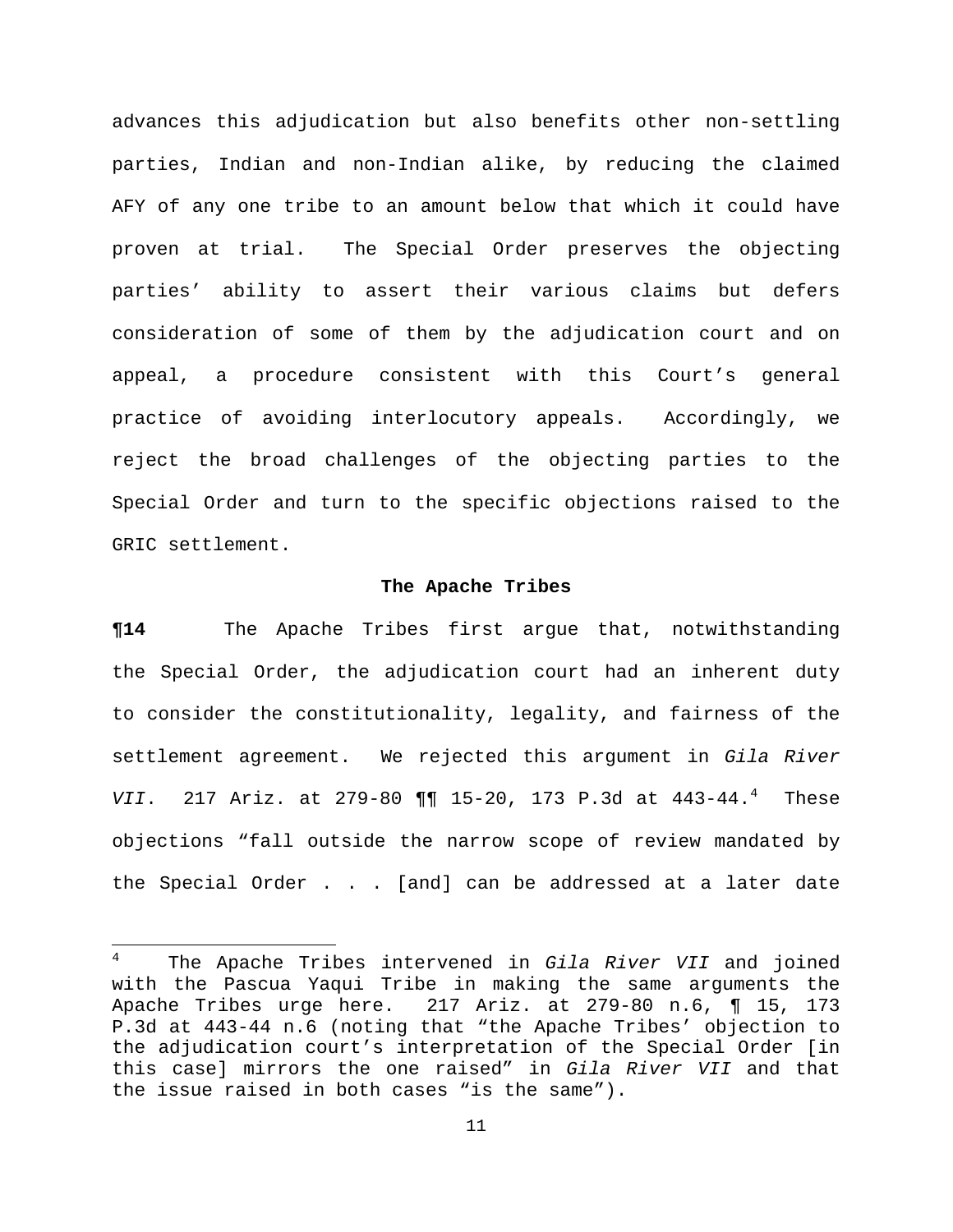advances this adjudication but also benefits other non-settling parties, Indian and non-Indian alike, by reducing the claimed AFY of any one tribe to an amount below that which it could have proven at trial. The Special Order preserves the objecting parties' ability to assert their various claims but defers consideration of some of them by the adjudication court and on appeal, a procedure consistent with this Court's general practice of avoiding interlocutory appeals. Accordingly, we reject the broad challenges of the objecting parties to the Special Order and turn to the specific objections raised to the GRIC settlement.

### The Apache Tribes

**¶14** The Apache Tribes first argue that, notwithstanding the Special Order, the adjudication court had an inherent duty to consider the constitutionality, legality, and fairness of the settlement agreement. We rejected this argument in *Gila River VII*. 217 Ariz. at 279-80 ¶¶ 15-20, 173 P.3d at 443-44.[4] These objections "fall outside the narrow scope of review mandated by the Special Order . . . [and] can be addressed at a later date

---

[4] The Apache Tribes intervened in *Gila River VII* and joined with the Pascua Yaqui Tribe in making the same arguments the Apache Tribes urge here. 217 Ariz. at 279-80 n.6, ¶ 15, 173 P.3d at 443-44 n.6 (noting that "the Apache Tribes' objection to the adjudication court's interpretation of the Special Order [in this case] mirrors the one raised" in *Gila River VII* and that the issue raised in both cases "is the same").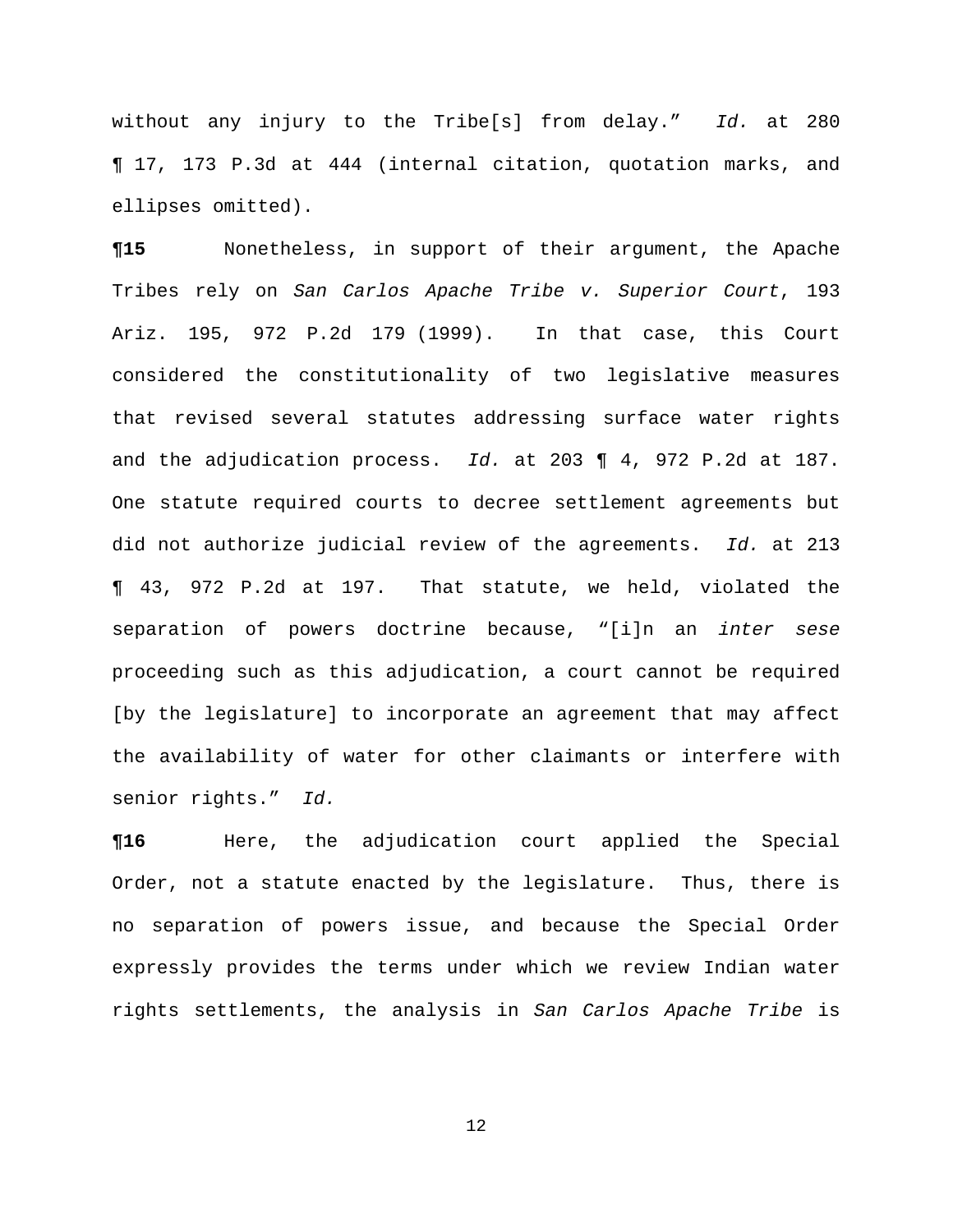without any injury to the Tribe[s] from delay." *Id.* at 280 ¶ 17, 173 P.3d at 444 (internal citation, quotation marks, and ellipses omitted).

**¶15** Nonetheless, in support of their argument, the Apache Tribes rely on *San Carlos Apache Tribe v. Superior Court*, 193 Ariz. 195, 972 P.2d 179 (1999). In that case, this Court considered the constitutionality of two legislative measures that revised several statutes addressing surface water rights and the adjudication process. *Id.* at 203 ¶ 4, 972 P.2d at 187. One statute required courts to decree settlement agreements but did not authorize judicial review of the agreements. *Id.* at 213 ¶ 43, 972 P.2d at 197. That statute, we held, violated the separation of powers doctrine because, "[i]n an *inter sese* proceeding such as this adjudication, a court cannot be required [by the legislature] to incorporate an agreement that may affect the availability of water for other claimants or interfere with senior rights." *Id.*

**¶16** Here, the adjudication court applied the Special Order, not a statute enacted by the legislature. Thus, there is no separation of powers issue, and because the Special Order expressly provides the terms under which we review Indian water rights settlements, the analysis in *San Carlos Apache Tribe* is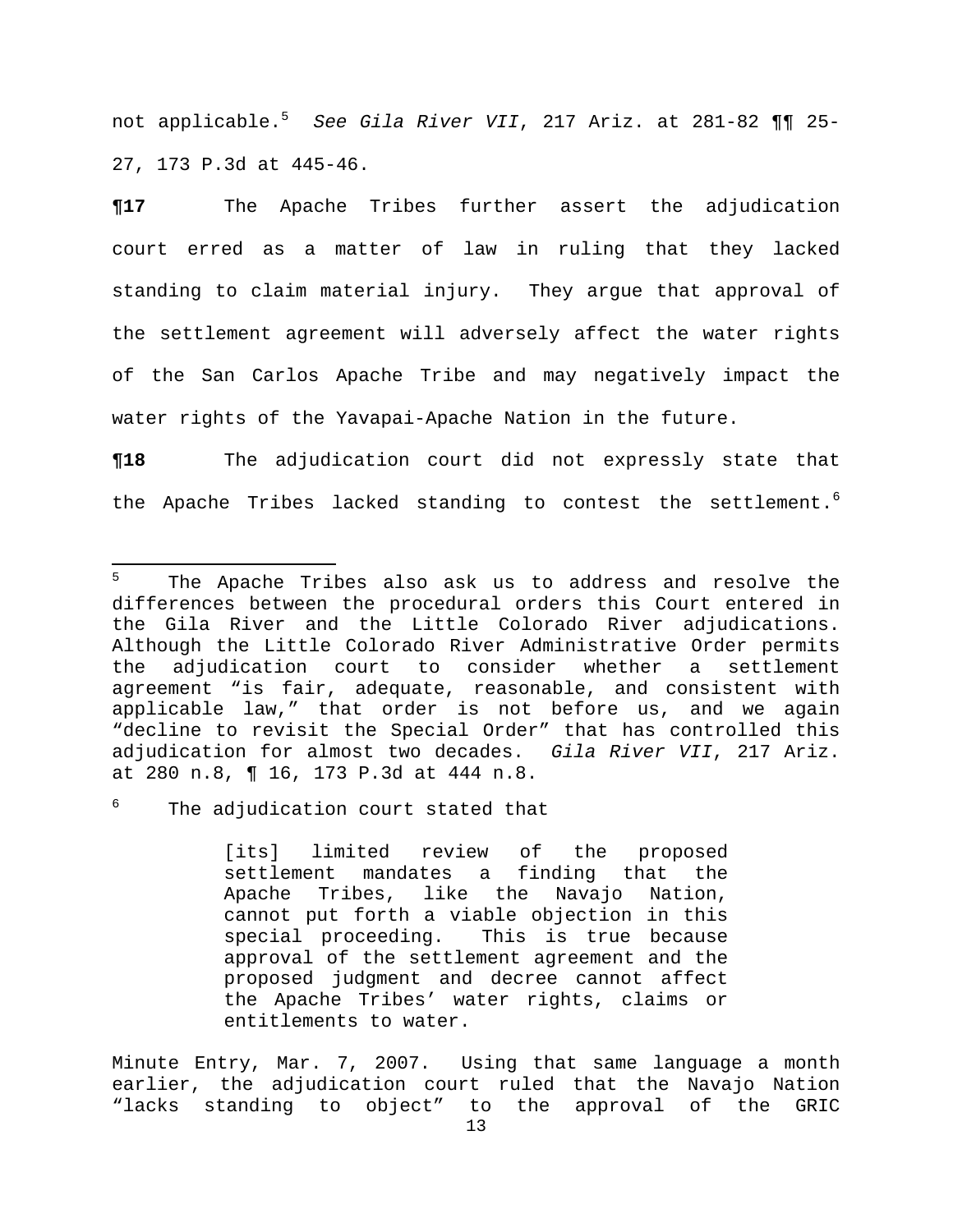not applicable.[5] *See Gila River VII*, 217 Ariz. at 281-82 ¶¶ 25-27, 173 P.3d at 445-46.

**¶17** The Apache Tribes further assert the adjudication court erred as a matter of law in ruling that they lacked standing to claim material injury. They argue that approval of the settlement agreement will adversely affect the water rights of the San Carlos Apache Tribe and may negatively impact the water rights of the Yavapai-Apache Nation in the future.

**¶18** The adjudication court did not expressly state that the Apache Tribes lacked standing to contest the settlement.[6]

---

[5] The Apache Tribes also ask us to address and resolve the differences between the procedural orders this Court entered in the Gila River and the Little Colorado River adjudications. Although the Little Colorado River Administrative Order permits the adjudication court to consider whether a settlement agreement "is fair, adequate, reasonable, and consistent with applicable law," that order is not before us, and we again "decline to revisit the Special Order" that has controlled this adjudication for almost two decades. *Gila River VII*, 217 Ariz. at 280 n.8, ¶ 16, 173 P.3d at 444 n.8.

[6] The adjudication court stated that

> [its] limited review of the proposed settlement mandates a finding that the Apache Tribes, like the Navajo Nation, cannot put forth a viable objection in this special proceeding. This is true because approval of the settlement agreement and the proposed judgment and decree cannot affect the Apache Tribes' water rights, claims or entitlements to water.

Minute Entry, Mar. 7, 2007. Using that same language a month earlier, the adjudication court ruled that the Navajo Nation "lacks standing to object" to the approval of the GRIC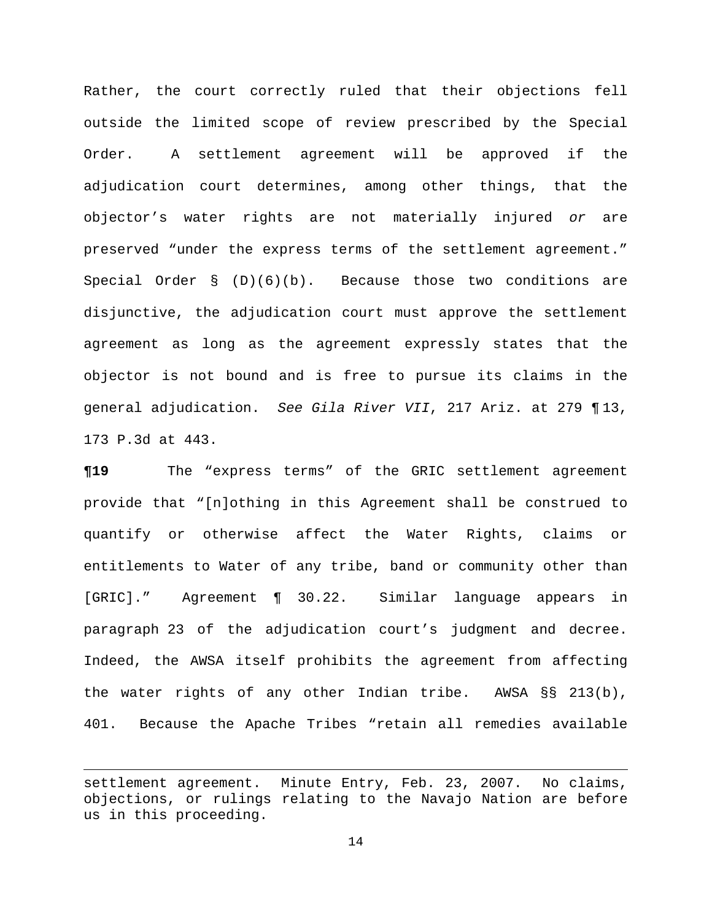Rather, the court correctly ruled that their objections fell outside the limited scope of review prescribed by the Special Order. A settlement agreement will be approved if the adjudication court determines, among other things, that the objector's water rights are not materially injured *or* are preserved "under the express terms of the settlement agreement." Special Order § (D)(6)(b). Because those two conditions are disjunctive, the adjudication court must approve the settlement agreement as long as the agreement expressly states that the objector is not bound and is free to pursue its claims in the general adjudication. *See Gila River VII*, 217 Ariz. at 279 ¶ 13, 173 P.3d at 443.

**¶19** The "express terms" of the GRIC settlement agreement provide that "[n]othing in this Agreement shall be construed to quantify or otherwise affect the Water Rights, claims or entitlements to Water of any tribe, band or community other than [GRIC]." Agreement ¶ 30.22. Similar language appears in paragraph 23 of the adjudication court's judgment and decree. Indeed, the AWSA itself prohibits the agreement from affecting the water rights of any other Indian tribe. AWSA §§ 213(b), 401. Because the Apache Tribes "retain all remedies available

---

settlement agreement. Minute Entry, Feb. 23, 2007. No claims, objections, or rulings relating to the Navajo Nation are before us in this proceeding.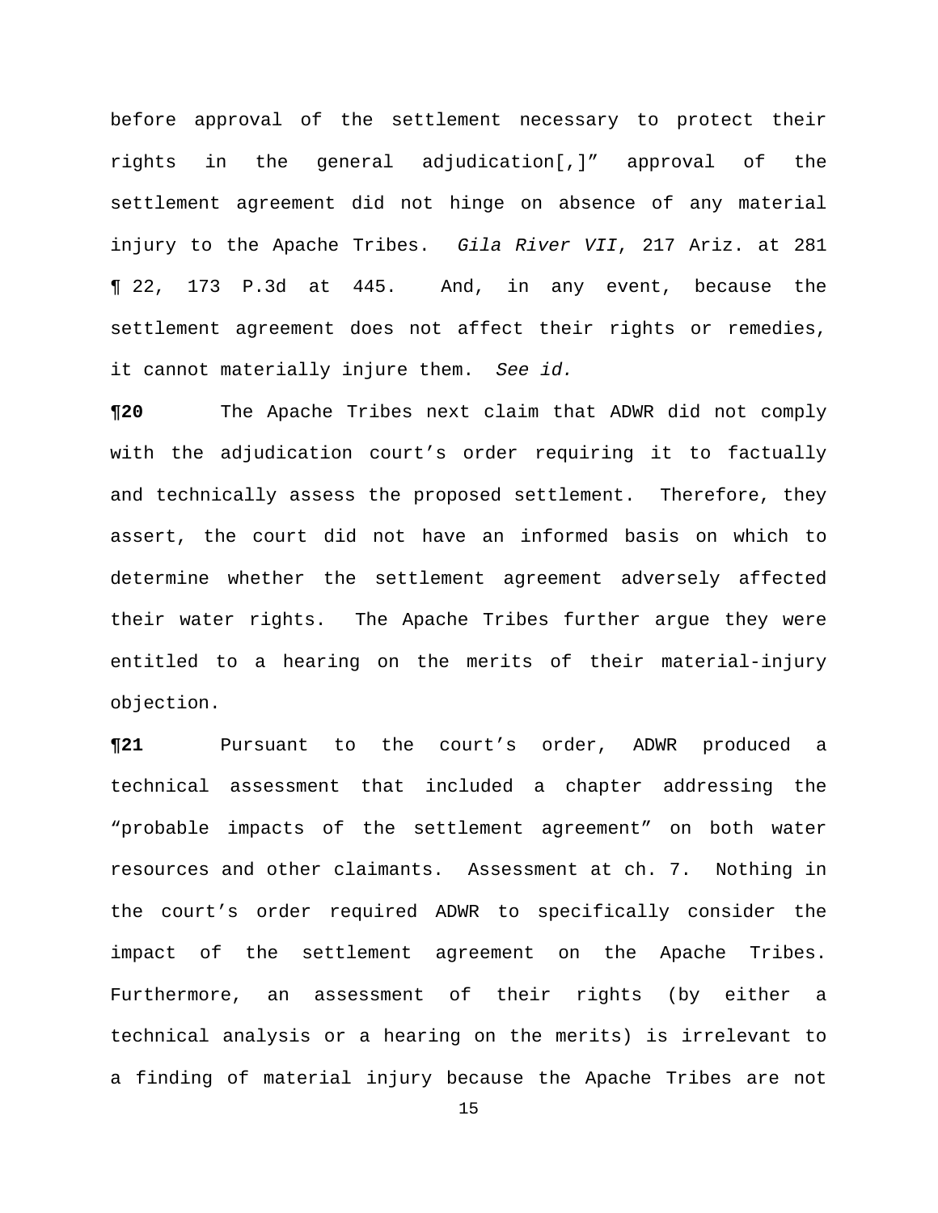before approval of the settlement necessary to protect their rights in the general adjudication[,]" approval of the settlement agreement did not hinge on absence of any material injury to the Apache Tribes. *Gila River VII*, 217 Ariz. at 281 ¶ 22, 173 P.3d at 445. And, in any event, because the settlement agreement does not affect their rights or remedies, it cannot materially injure them. *See id.*

**¶20** The Apache Tribes next claim that ADWR did not comply with the adjudication court's order requiring it to factually and technically assess the proposed settlement. Therefore, they assert, the court did not have an informed basis on which to determine whether the settlement agreement adversely affected their water rights. The Apache Tribes further argue they were entitled to a hearing on the merits of their material-injury objection.

**¶21** Pursuant to the court's order, ADWR produced a technical assessment that included a chapter addressing the "probable impacts of the settlement agreement" on both water resources and other claimants. Assessment at ch. 7. Nothing in the court's order required ADWR to specifically consider the impact of the settlement agreement on the Apache Tribes. Furthermore, an assessment of their rights (by either a technical analysis or a hearing on the merits) is irrelevant to a finding of material injury because the Apache Tribes are not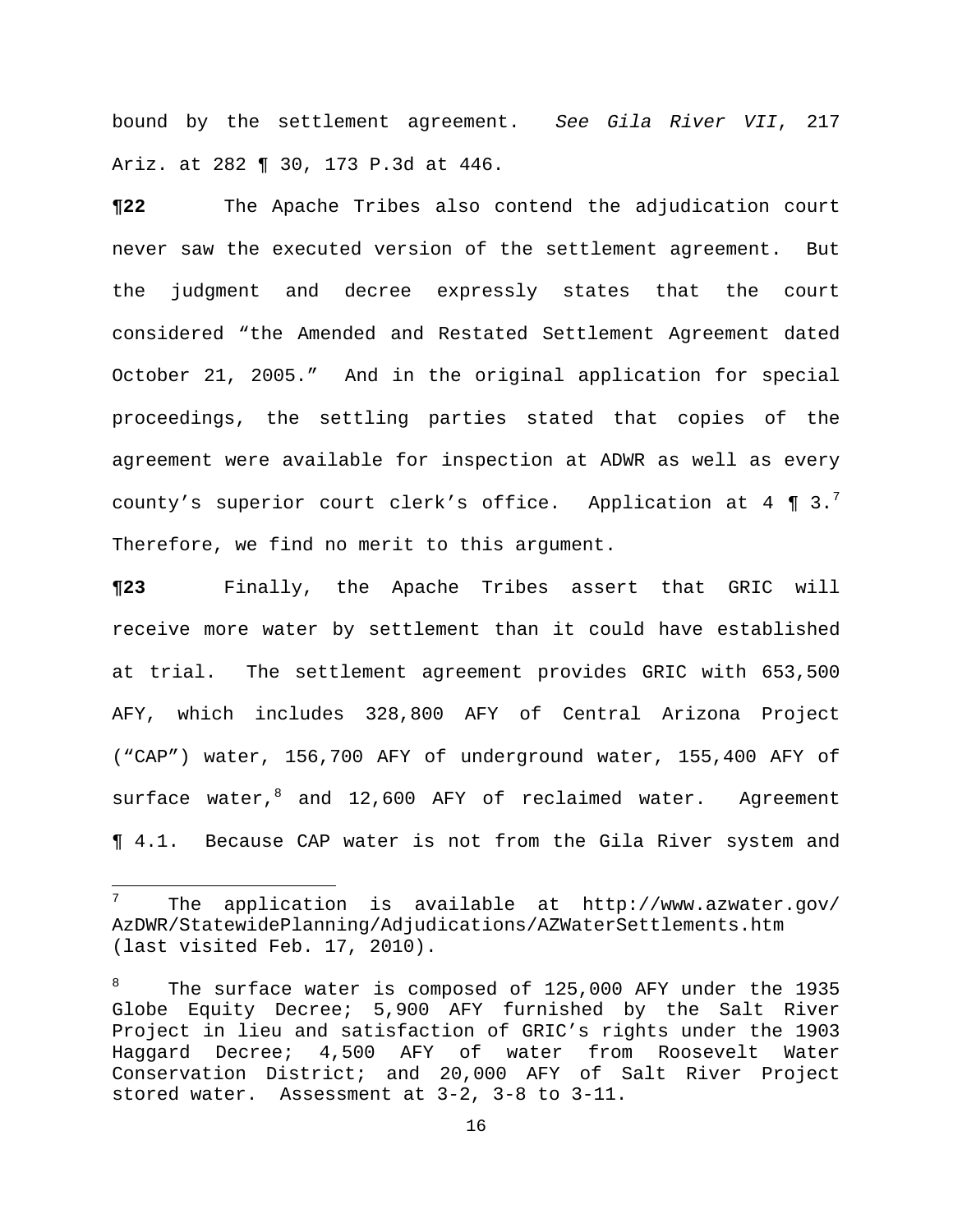bound by the settlement agreement. *See Gila River VII*, 217 Ariz. at 282 ¶ 30, 173 P.3d at 446.

**¶22** The Apache Tribes also contend the adjudication court never saw the executed version of the settlement agreement. But the judgment and decree expressly states that the court considered "the Amended and Restated Settlement Agreement dated October 21, 2005." And in the original application for special proceedings, the settling parties stated that copies of the agreement were available for inspection at ADWR as well as every county's superior court clerk's office. Application at 4 ¶ 3.[7] Therefore, we find no merit to this argument.

**¶23** Finally, the Apache Tribes assert that GRIC will receive more water by settlement than it could have established at trial. The settlement agreement provides GRIC with 653,500 AFY, which includes 328,800 AFY of Central Arizona Project ("CAP") water, 156,700 AFY of underground water, 155,400 AFY of surface water,[8] and 12,600 AFY of reclaimed water. Agreement ¶ 4.1. Because CAP water is not from the Gila River system and

---

[7] The application is available at http://www.azwater.gov/AzDWR/StatewidePlanning/Adjudications/AZWaterSettlements.htm (last visited Feb. 17, 2010).

[8] The surface water is composed of 125,000 AFY under the 1935 Globe Equity Decree; 5,900 AFY furnished by the Salt River Project in lieu and satisfaction of GRIC's rights under the 1903 Haggard Decree; 4,500 AFY of water from Roosevelt Water Conservation District; and 20,000 AFY of Salt River Project stored water. Assessment at 3-2, 3-8 to 3-11.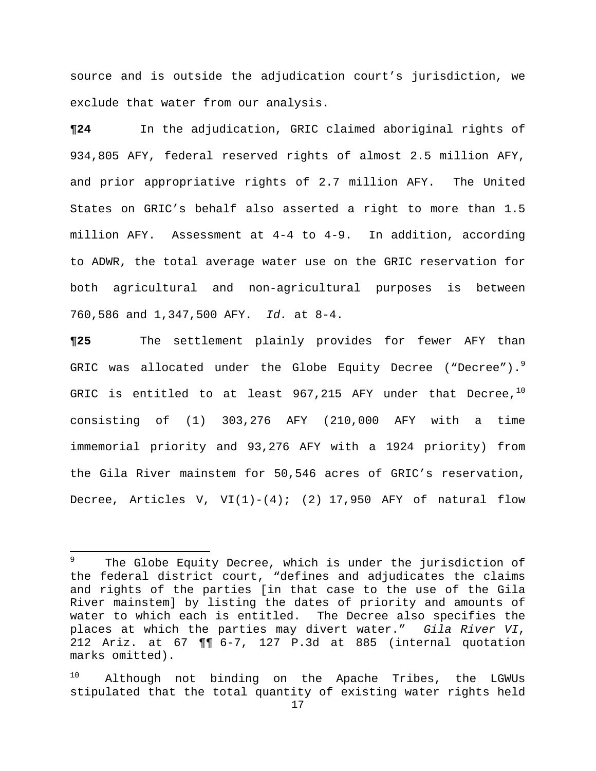source and is outside the adjudication court's jurisdiction, we exclude that water from our analysis.

**¶24** In the adjudication, GRIC claimed aboriginal rights of 934,805 AFY, federal reserved rights of almost 2.5 million AFY, and prior appropriative rights of 2.7 million AFY. The United States on GRIC's behalf also asserted a right to more than 1.5 million AFY. Assessment at 4-4 to 4-9. In addition, according to ADWR, the total average water use on the GRIC reservation for both agricultural and non-agricultural purposes is between 760,586 and 1,347,500 AFY. *Id.* at 8-4.

**¶25** The settlement plainly provides for fewer AFY than GRIC was allocated under the Globe Equity Decree ("Decree").[9] GRIC is entitled to at least 967,215 AFY under that Decree,[10] consisting of (1) 303,276 AFY (210,000 AFY with a time immemorial priority and 93,276 AFY with a 1924 priority) from the Gila River mainstem for 50,546 acres of GRIC's reservation, Decree, Articles V, VI(1)-(4); (2) 17,950 AFY of natural flow

---

[9] The Globe Equity Decree, which is under the jurisdiction of the federal district court, "defines and adjudicates the claims and rights of the parties [in that case to the use of the Gila River mainstem] by listing the dates of priority and amounts of water to which each is entitled. The Decree also specifies the places at which the parties may divert water." *Gila River VI*, 212 Ariz. at 67 ¶¶ 6-7, 127 P.3d at 885 (internal quotation marks omitted).

[10] Although not binding on the Apache Tribes, the LGWUs stipulated that the total quantity of existing water rights held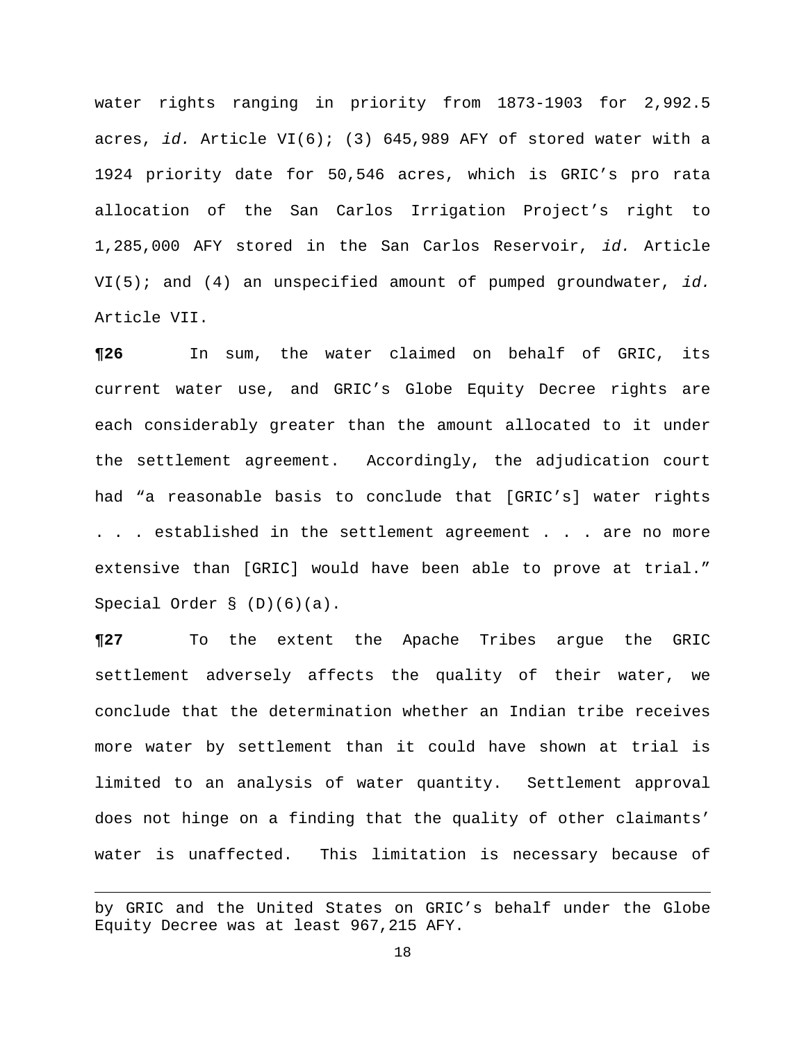water rights ranging in priority from 1873-1903 for 2,992.5 acres, *id.* Article VI(6); (3) 645,989 AFY of stored water with a 1924 priority date for 50,546 acres, which is GRIC's pro rata allocation of the San Carlos Irrigation Project's right to 1,285,000 AFY stored in the San Carlos Reservoir, *id.* Article VI(5); and (4) an unspecified amount of pumped groundwater, *id.* Article VII.

**¶26** In sum, the water claimed on behalf of GRIC, its current water use, and GRIC's Globe Equity Decree rights are each considerably greater than the amount allocated to it under the settlement agreement. Accordingly, the adjudication court had "a reasonable basis to conclude that [GRIC's] water rights . . . established in the settlement agreement . . . are no more extensive than [GRIC] would have been able to prove at trial." Special Order § (D)(6)(a).

**¶27** To the extent the Apache Tribes argue the GRIC settlement adversely affects the quality of their water, we conclude that the determination whether an Indian tribe receives more water by settlement than it could have shown at trial is limited to an analysis of water quantity. Settlement approval does not hinge on a finding that the quality of other claimants' water is unaffected. This limitation is necessary because of

---

by GRIC and the United States on GRIC's behalf under the Globe Equity Decree was at least 967,215 AFY.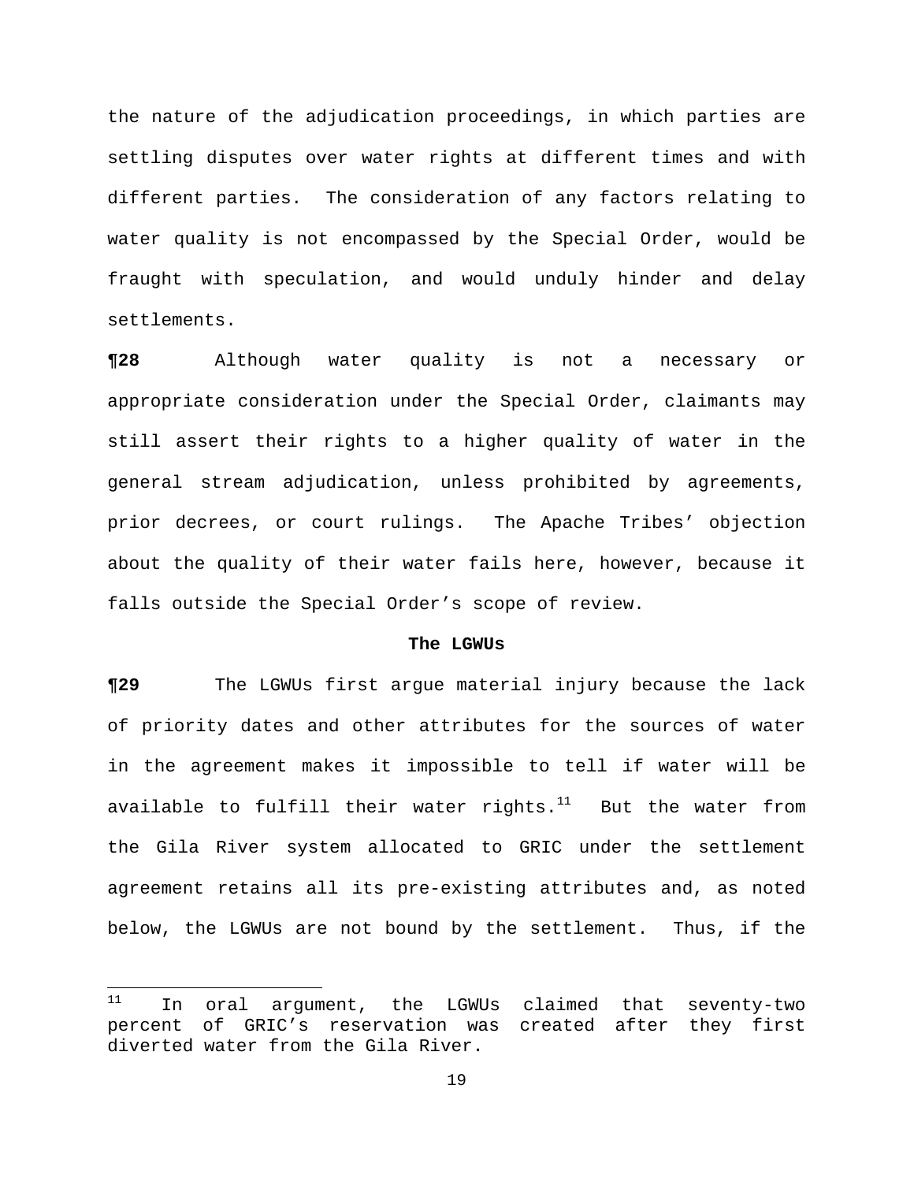the nature of the adjudication proceedings, in which parties are settling disputes over water rights at different times and with different parties. The consideration of any factors relating to water quality is not encompassed by the Special Order, would be fraught with speculation, and would unduly hinder and delay settlements.

**¶28** Although water quality is not a necessary or appropriate consideration under the Special Order, claimants may still assert their rights to a higher quality of water in the general stream adjudication, unless prohibited by agreements, prior decrees, or court rulings. The Apache Tribes' objection about the quality of their water fails here, however, because it falls outside the Special Order's scope of review.

**The LGWUs**

**¶29** The LGWUs first argue material injury because the lack of priority dates and other attributes for the sources of water in the agreement makes it impossible to tell if water will be available to fulfill their water rights.[11] But the water from the Gila River system allocated to GRIC under the settlement agreement retains all its pre-existing attributes and, as noted below, the LGWUs are not bound by the settlement. Thus, if the

---

[11] In oral argument, the LGWUs claimed that seventy-two percent of GRIC's reservation was created after they first diverted water from the Gila River.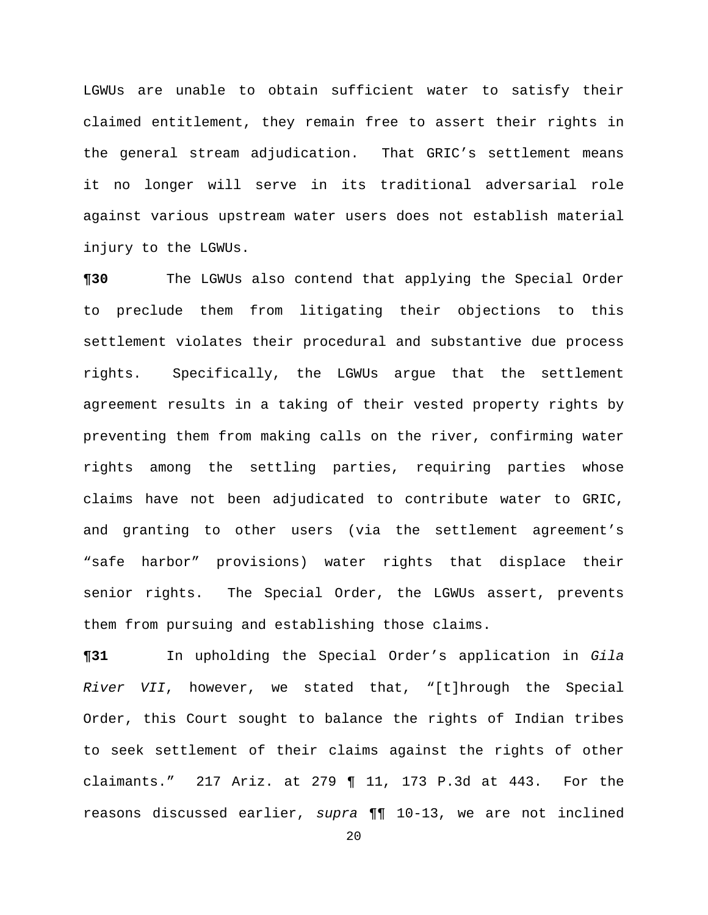LGWUs are unable to obtain sufficient water to satisfy their claimed entitlement, they remain free to assert their rights in the general stream adjudication. That GRIC's settlement means it no longer will serve in its traditional adversarial role against various upstream water users does not establish material injury to the LGWUs.

**¶30** The LGWUs also contend that applying the Special Order to preclude them from litigating their objections to this settlement violates their procedural and substantive due process rights. Specifically, the LGWUs argue that the settlement agreement results in a taking of their vested property rights by preventing them from making calls on the river, confirming water rights among the settling parties, requiring parties whose claims have not been adjudicated to contribute water to GRIC, and granting to other users (via the settlement agreement's "safe harbor" provisions) water rights that displace their senior rights. The Special Order, the LGWUs assert, prevents them from pursuing and establishing those claims.

**¶31** In upholding the Special Order's application in *Gila River VII*, however, we stated that, "[t]hrough the Special Order, this Court sought to balance the rights of Indian tribes to seek settlement of their claims against the rights of other claimants." 217 Ariz. at 279 ¶ 11, 173 P.3d at 443. For the reasons discussed earlier, *supra* ¶¶ 10-13, we are not inclined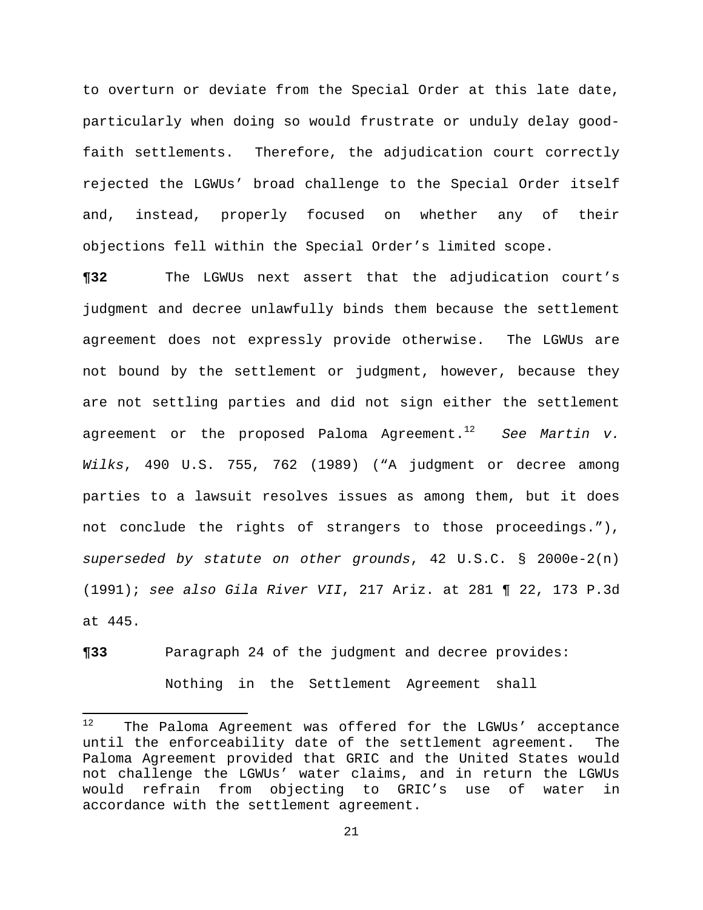to overturn or deviate from the Special Order at this late date, particularly when doing so would frustrate or unduly delay good-faith settlements. Therefore, the adjudication court correctly rejected the LGWUs' broad challenge to the Special Order itself and, instead, properly focused on whether any of their objections fell within the Special Order's limited scope.

**¶32** The LGWUs next assert that the adjudication court's judgment and decree unlawfully binds them because the settlement agreement does not expressly provide otherwise. The LGWUs are not bound by the settlement or judgment, however, because they are not settling parties and did not sign either the settlement agreement or the proposed Paloma Agreement.[12] *See Martin v. Wilks*, 490 U.S. 755, 762 (1989) ("A judgment or decree among parties to a lawsuit resolves issues as among them, but it does not conclude the rights of strangers to those proceedings."), *superseded by statute on other grounds*, 42 U.S.C. § 2000e-2(n) (1991); *see also Gila River VII*, 217 Ariz. at 281 ¶ 22, 173 P.3d at 445.

**¶33** Paragraph 24 of the judgment and decree provides:

> Nothing in the Settlement Agreement shall

---

[12] The Paloma Agreement was offered for the LGWUs' acceptance until the enforceability date of the settlement agreement. The Paloma Agreement provided that GRIC and the United States would not challenge the LGWUs' water claims, and in return the LGWUs would refrain from objecting to GRIC's use of water in accordance with the settlement agreement.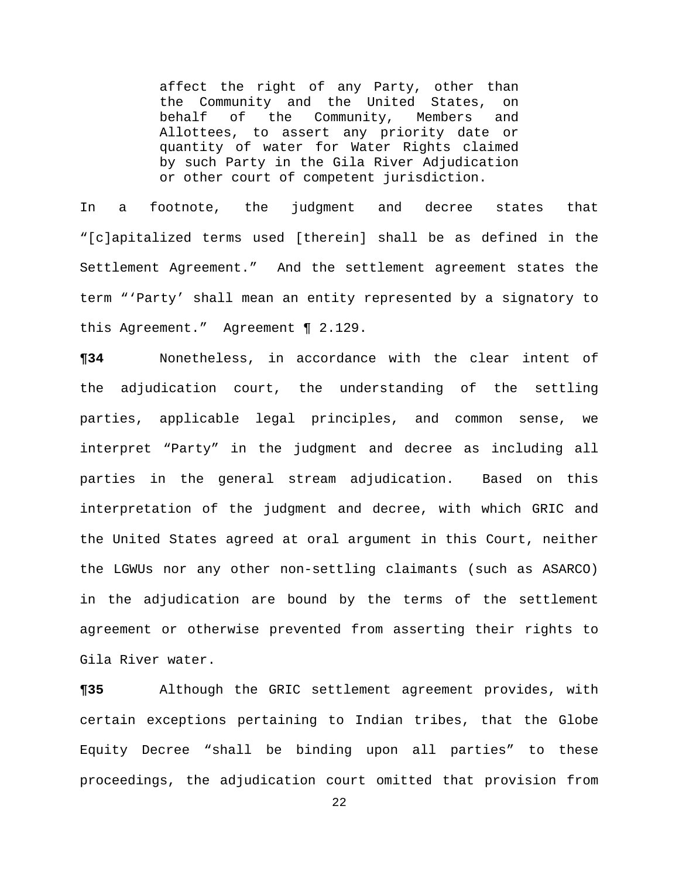> affect the right of any Party, other than the Community and the United States, on behalf of the Community, Members and Allottees, to assert any priority date or quantity of water for Water Rights claimed by such Party in the Gila River Adjudication or other court of competent jurisdiction.

In a footnote, the judgment and decree states that "[c]apitalized terms used [therein] shall be as defined in the Settlement Agreement." And the settlement agreement states the term "'Party' shall mean an entity represented by a signatory to this Agreement." Agreement ¶ 2.129.

**¶34** Nonetheless, in accordance with the clear intent of the adjudication court, the understanding of the settling parties, applicable legal principles, and common sense, we interpret "Party" in the judgment and decree as including all parties in the general stream adjudication. Based on this interpretation of the judgment and decree, with which GRIC and the United States agreed at oral argument in this Court, neither the LGWUs nor any other non-settling claimants (such as ASARCO) in the adjudication are bound by the terms of the settlement agreement or otherwise prevented from asserting their rights to Gila River water.

**¶35** Although the GRIC settlement agreement provides, with certain exceptions pertaining to Indian tribes, that the Globe Equity Decree "shall be binding upon all parties" to these proceedings, the adjudication court omitted that provision from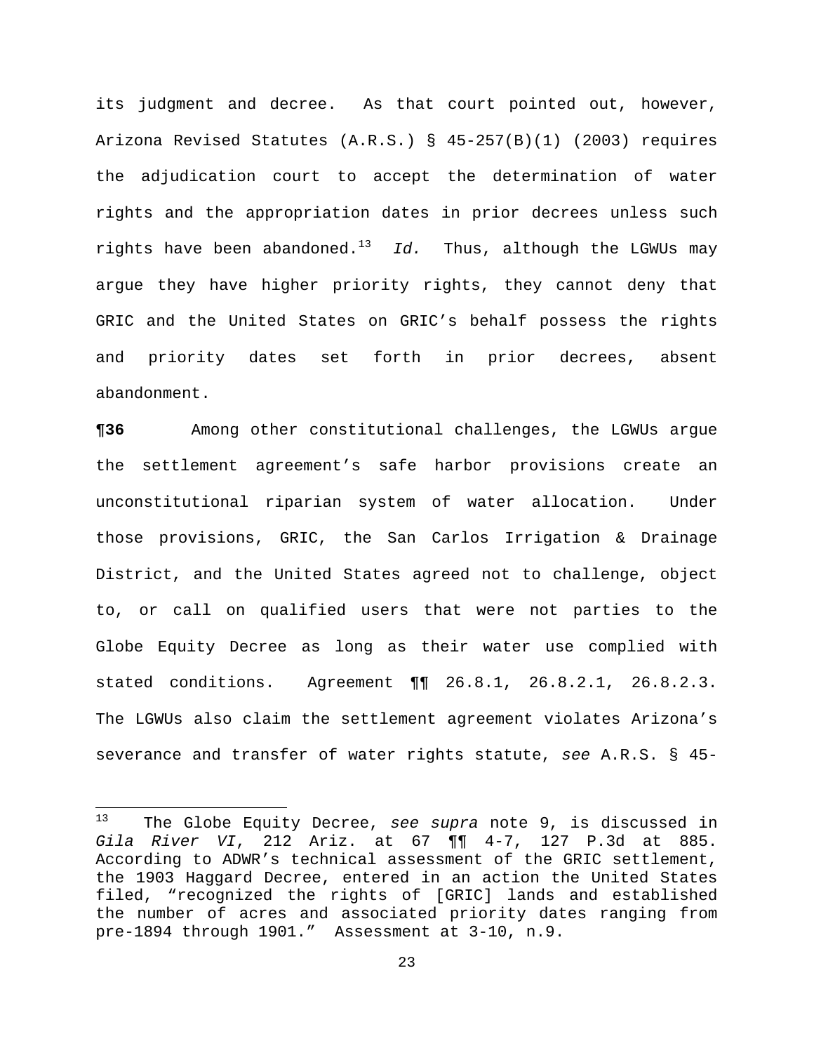its judgment and decree. As that court pointed out, however, Arizona Revised Statutes (A.R.S.) § 45-257(B)(1) (2003) requires the adjudication court to accept the determination of water rights and the appropriation dates in prior decrees unless such rights have been abandoned.[13] *Id.* Thus, although the LGWUs may argue they have higher priority rights, they cannot deny that GRIC and the United States on GRIC's behalf possess the rights and priority dates set forth in prior decrees, absent abandonment.

**¶36** Among other constitutional challenges, the LGWUs argue the settlement agreement's safe harbor provisions create an unconstitutional riparian system of water allocation. Under those provisions, GRIC, the San Carlos Irrigation & Drainage District, and the United States agreed not to challenge, object to, or call on qualified users that were not parties to the Globe Equity Decree as long as their water use complied with stated conditions. Agreement ¶¶ 26.8.1, 26.8.2.1, 26.8.2.3. The LGWUs also claim the settlement agreement violates Arizona's severance and transfer of water rights statute, *see* A.R.S. § 45-

---

[13] The Globe Equity Decree, *see supra* note 9, is discussed in *Gila River VI*, 212 Ariz. at 67 ¶¶ 4-7, 127 P.3d at 885. According to ADWR's technical assessment of the GRIC settlement, the 1903 Haggard Decree, entered in an action the United States filed, "recognized the rights of [GRIC] lands and established the number of acres and associated priority dates ranging from pre-1894 through 1901." Assessment at 3-10, n.9.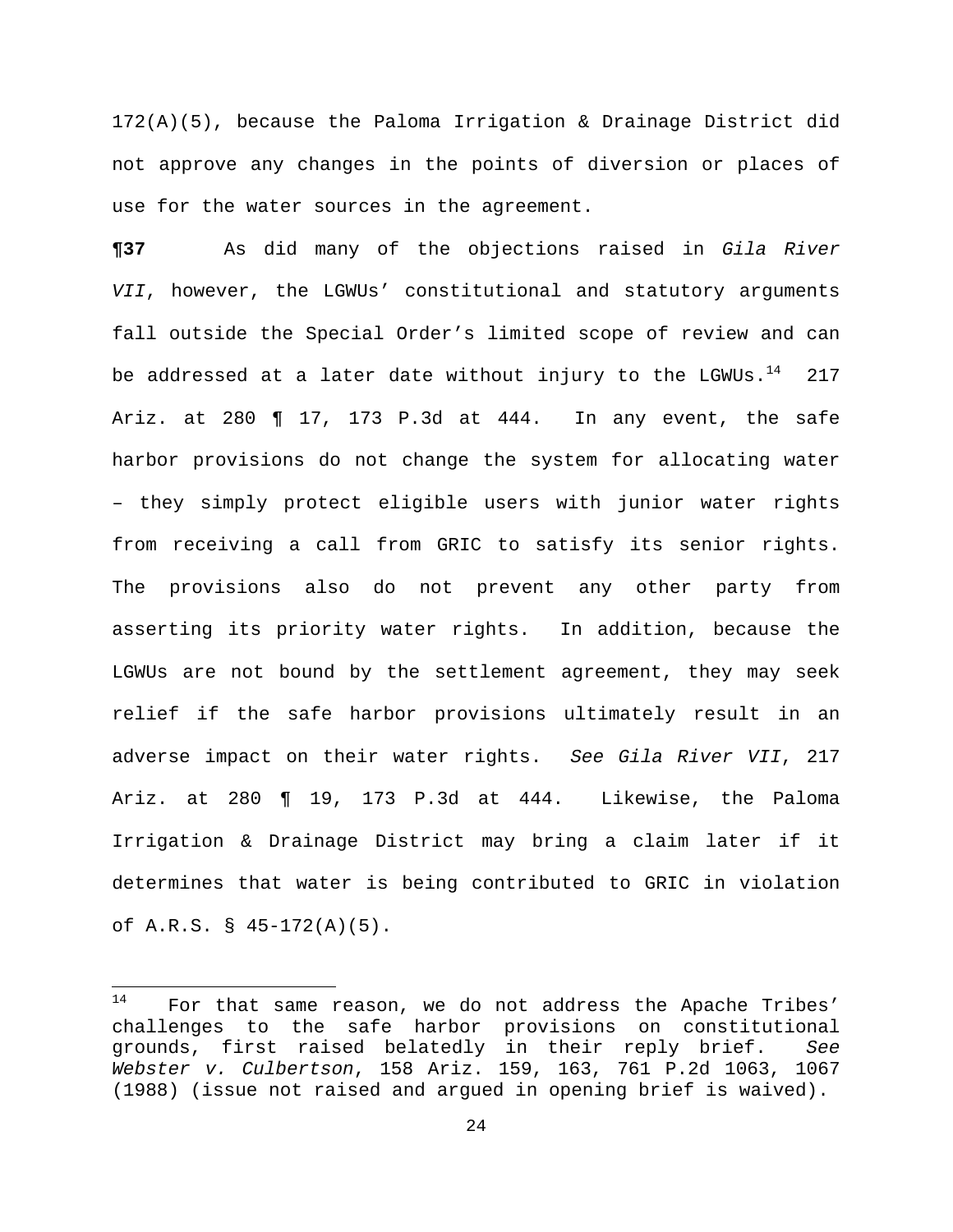172(A)(5), because the Paloma Irrigation & Drainage District did not approve any changes in the points of diversion or places of use for the water sources in the agreement.

**¶37** As did many of the objections raised in *Gila River VII*, however, the LGWUs' constitutional and statutory arguments fall outside the Special Order's limited scope of review and can be addressed at a later date without injury to the LGWUs.[14] 217 Ariz. at 280 ¶ 17, 173 P.3d at 444. In any event, the safe harbor provisions do not change the system for allocating water – they simply protect eligible users with junior water rights from receiving a call from GRIC to satisfy its senior rights. The provisions also do not prevent any other party from asserting its priority water rights. In addition, because the LGWUs are not bound by the settlement agreement, they may seek relief if the safe harbor provisions ultimately result in an adverse impact on their water rights. *See Gila River VII*, 217 Ariz. at 280 ¶ 19, 173 P.3d at 444. Likewise, the Paloma Irrigation & Drainage District may bring a claim later if it determines that water is being contributed to GRIC in violation of A.R.S. § 45-172(A)(5).

---

[14] For that same reason, we do not address the Apache Tribes' challenges to the safe harbor provisions on constitutional grounds, first raised belatedly in their reply brief. *See Webster v. Culbertson*, 158 Ariz. 159, 163, 761 P.2d 1063, 1067 (1988) (issue not raised and argued in opening brief is waived).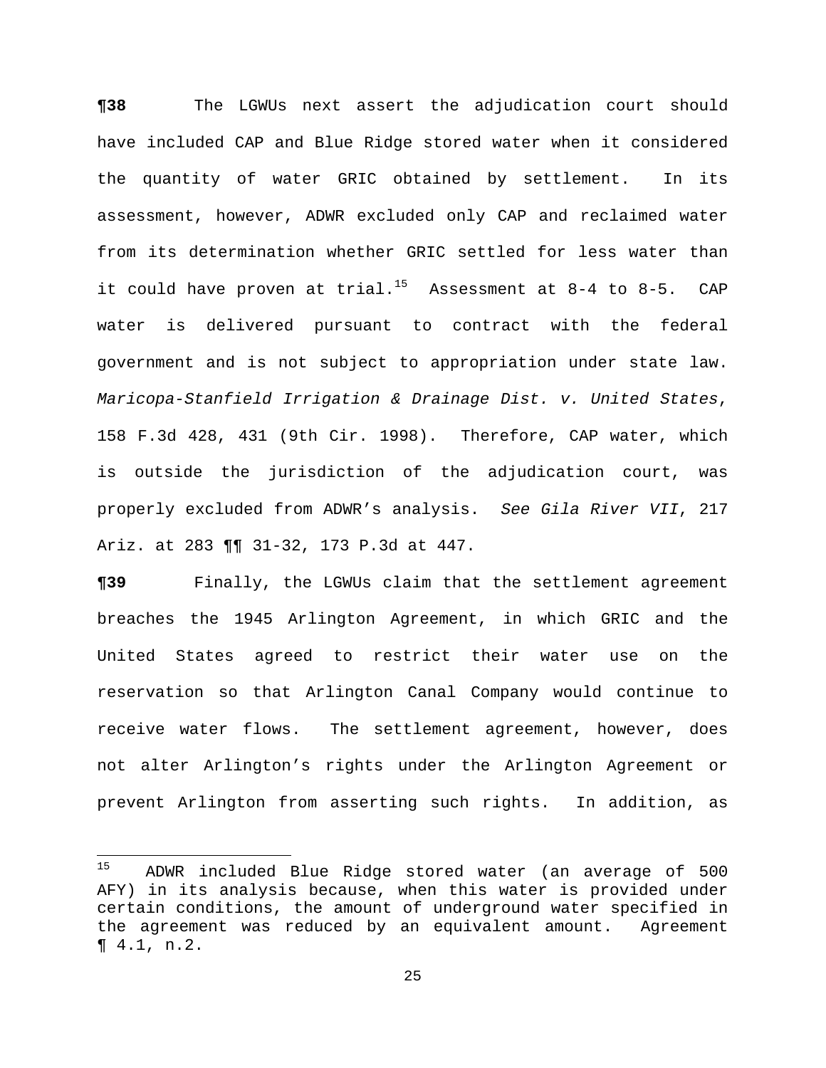**¶38** The LGWUs next assert the adjudication court should have included CAP and Blue Ridge stored water when it considered the quantity of water GRIC obtained by settlement. In its assessment, however, ADWR excluded only CAP and reclaimed water from its determination whether GRIC settled for less water than it could have proven at trial.[15] Assessment at 8-4 to 8-5. CAP water is delivered pursuant to contract with the federal government and is not subject to appropriation under state law. *Maricopa-Stanfield Irrigation & Drainage Dist. v. United States*, 158 F.3d 428, 431 (9th Cir. 1998). Therefore, CAP water, which is outside the jurisdiction of the adjudication court, was properly excluded from ADWR's analysis. *See Gila River VII*, 217 Ariz. at 283 ¶¶ 31-32, 173 P.3d at 447.

**¶39** Finally, the LGWUs claim that the settlement agreement breaches the 1945 Arlington Agreement, in which GRIC and the United States agreed to restrict their water use on the reservation so that Arlington Canal Company would continue to receive water flows. The settlement agreement, however, does not alter Arlington's rights under the Arlington Agreement or prevent Arlington from asserting such rights. In addition, as

---

[15] ADWR included Blue Ridge stored water (an average of 500 AFY) in its analysis because, when this water is provided under certain conditions, the amount of underground water specified in the agreement was reduced by an equivalent amount. Agreement ¶ 4.1, n.2.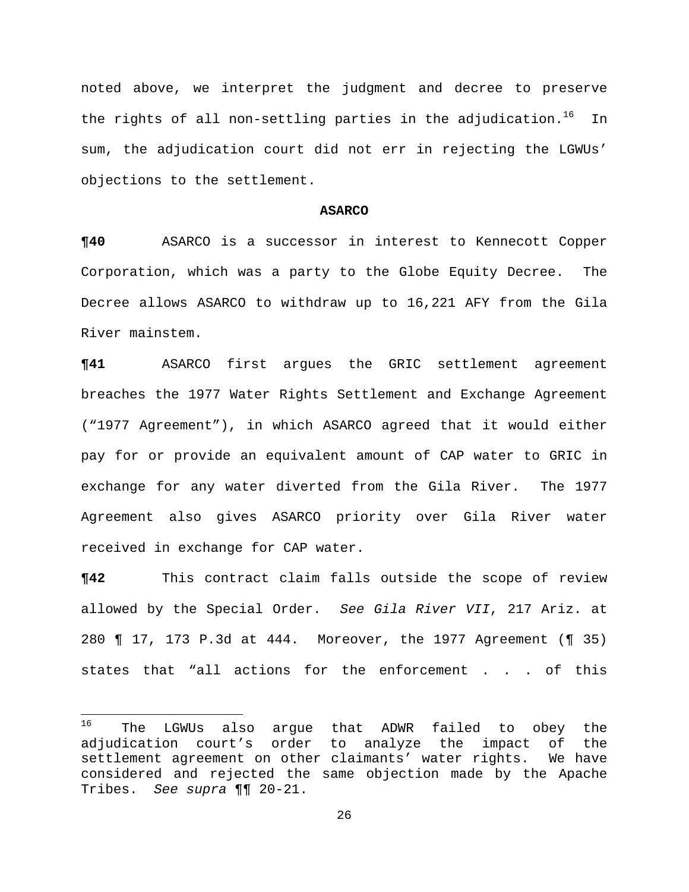noted above, we interpret the judgment and decree to preserve the rights of all non-settling parties in the adjudication.[16] In sum, the adjudication court did not err in rejecting the LGWUs' objections to the settlement.

**ASARCO**

**¶40** ASARCO is a successor in interest to Kennecott Copper Corporation, which was a party to the Globe Equity Decree. The Decree allows ASARCO to withdraw up to 16,221 AFY from the Gila River mainstem.

**¶41** ASARCO first argues the GRIC settlement agreement breaches the 1977 Water Rights Settlement and Exchange Agreement ("1977 Agreement"), in which ASARCO agreed that it would either pay for or provide an equivalent amount of CAP water to GRIC in exchange for any water diverted from the Gila River. The 1977 Agreement also gives ASARCO priority over Gila River water received in exchange for CAP water.

**¶42** This contract claim falls outside the scope of review allowed by the Special Order. *See Gila River VII*, 217 Ariz. at 280 ¶ 17, 173 P.3d at 444. Moreover, the 1977 Agreement (¶ 35) states that "all actions for the enforcement . . . of this

---

[16] The LGWUs also argue that ADWR failed to obey the adjudication court's order to analyze the impact of the settlement agreement on other claimants' water rights. We have considered and rejected the same objection made by the Apache Tribes. *See supra* ¶¶ 20-21.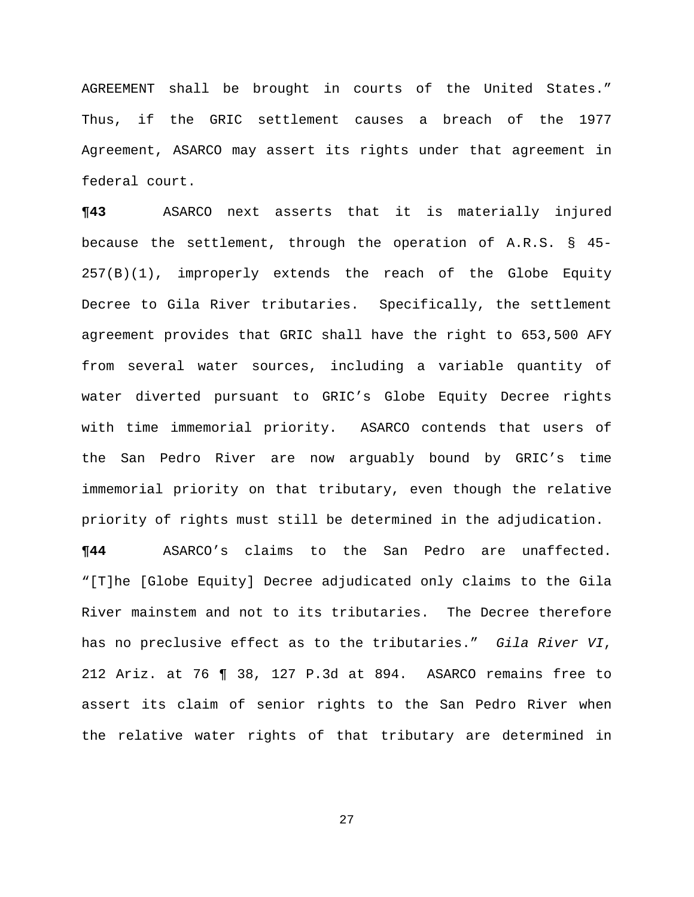AGREEMENT shall be brought in courts of the United States." Thus, if the GRIC settlement causes a breach of the 1977 Agreement, ASARCO may assert its rights under that agreement in federal court.

**¶43** ASARCO next asserts that it is materially injured because the settlement, through the operation of A.R.S. § 45-257(B)(1), improperly extends the reach of the Globe Equity Decree to Gila River tributaries. Specifically, the settlement agreement provides that GRIC shall have the right to 653,500 AFY from several water sources, including a variable quantity of water diverted pursuant to GRIC's Globe Equity Decree rights with time immemorial priority. ASARCO contends that users of the San Pedro River are now arguably bound by GRIC's time immemorial priority on that tributary, even though the relative priority of rights must still be determined in the adjudication.

**¶44** ASARCO's claims to the San Pedro are unaffected. "[T]he [Globe Equity] Decree adjudicated only claims to the Gila River mainstem and not to its tributaries. The Decree therefore has no preclusive effect as to the tributaries." *Gila River VI*, 212 Ariz. at 76 ¶ 38, 127 P.3d at 894. ASARCO remains free to assert its claim of senior rights to the San Pedro River when the relative water rights of that tributary are determined in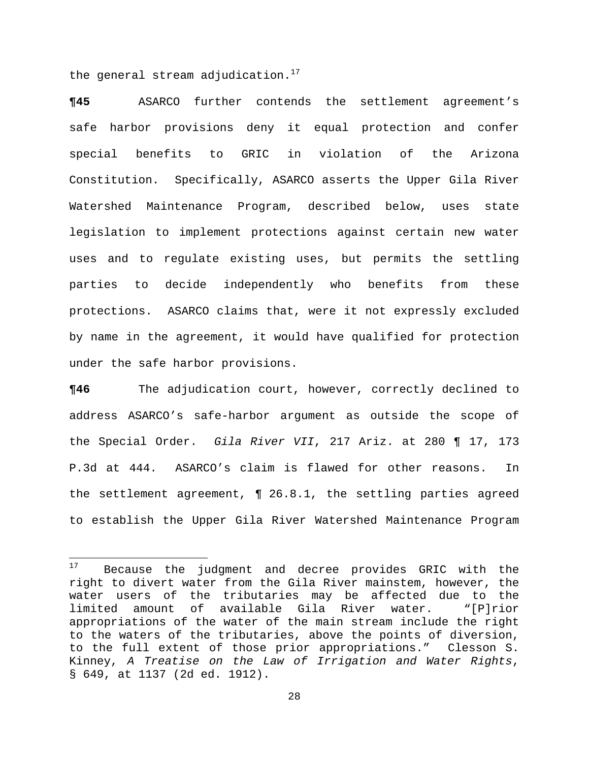the general stream adjudication.[17]

**¶45** ASARCO further contends the settlement agreement's safe harbor provisions deny it equal protection and confer special benefits to GRIC in violation of the Arizona Constitution. Specifically, ASARCO asserts the Upper Gila River Watershed Maintenance Program, described below, uses state legislation to implement protections against certain new water uses and to regulate existing uses, but permits the settling parties to decide independently who benefits from these protections. ASARCO claims that, were it not expressly excluded by name in the agreement, it would have qualified for protection under the safe harbor provisions.

**¶46** The adjudication court, however, correctly declined to address ASARCO's safe-harbor argument as outside the scope of the Special Order. *Gila River VII*, 217 Ariz. at 280 ¶ 17, 173 P.3d at 444. ASARCO's claim is flawed for other reasons. In the settlement agreement, ¶ 26.8.1, the settling parties agreed to establish the Upper Gila River Watershed Maintenance Program

---

[17] Because the judgment and decree provides GRIC with the right to divert water from the Gila River mainstem, however, the water users of the tributaries may be affected due to the limited amount of available Gila River water. "[P]rior appropriations of the water of the main stream include the right to the waters of the tributaries, above the points of diversion, to the full extent of those prior appropriations." Clesson S. Kinney, *A Treatise on the Law of Irrigation and Water Rights*, § 649, at 1137 (2d ed. 1912).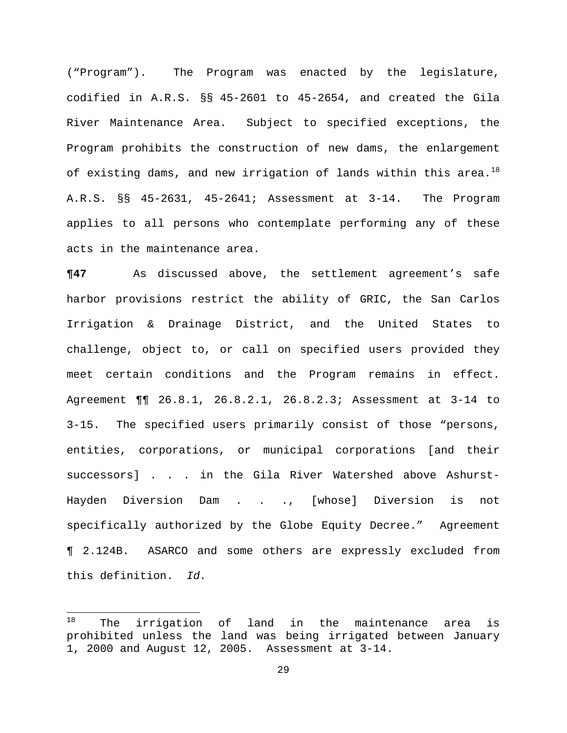(“Program”). The Program was enacted by the legislature, codified in A.R.S. §§ 45-2601 to 45-2654, and created the Gila River Maintenance Area. Subject to specified exceptions, the Program prohibits the construction of new dams, the enlargement of existing dams, and new irrigation of lands within this area.[18] A.R.S. §§ 45-2631, 45-2641; Assessment at 3-14. The Program applies to all persons who contemplate performing any of these acts in the maintenance area.

**¶47** As discussed above, the settlement agreement’s safe harbor provisions restrict the ability of GRIC, the San Carlos Irrigation & Drainage District, and the United States to challenge, object to, or call on specified users provided they meet certain conditions and the Program remains in effect. Agreement ¶¶ 26.8.1, 26.8.2.1, 26.8.2.3; Assessment at 3-14 to 3-15. The specified users primarily consist of those “persons, entities, corporations, or municipal corporations [and their successors] . . . in the Gila River Watershed above Ashurst-Hayden Diversion Dam . . ., [whose] Diversion is not specifically authorized by the Globe Equity Decree.” Agreement ¶ 2.124B. ASARCO and some others are expressly excluded from this definition. *Id.*

---

[18] The irrigation of land in the maintenance area is prohibited unless the land was being irrigated between January 1, 2000 and August 12, 2005. Assessment at 3-14.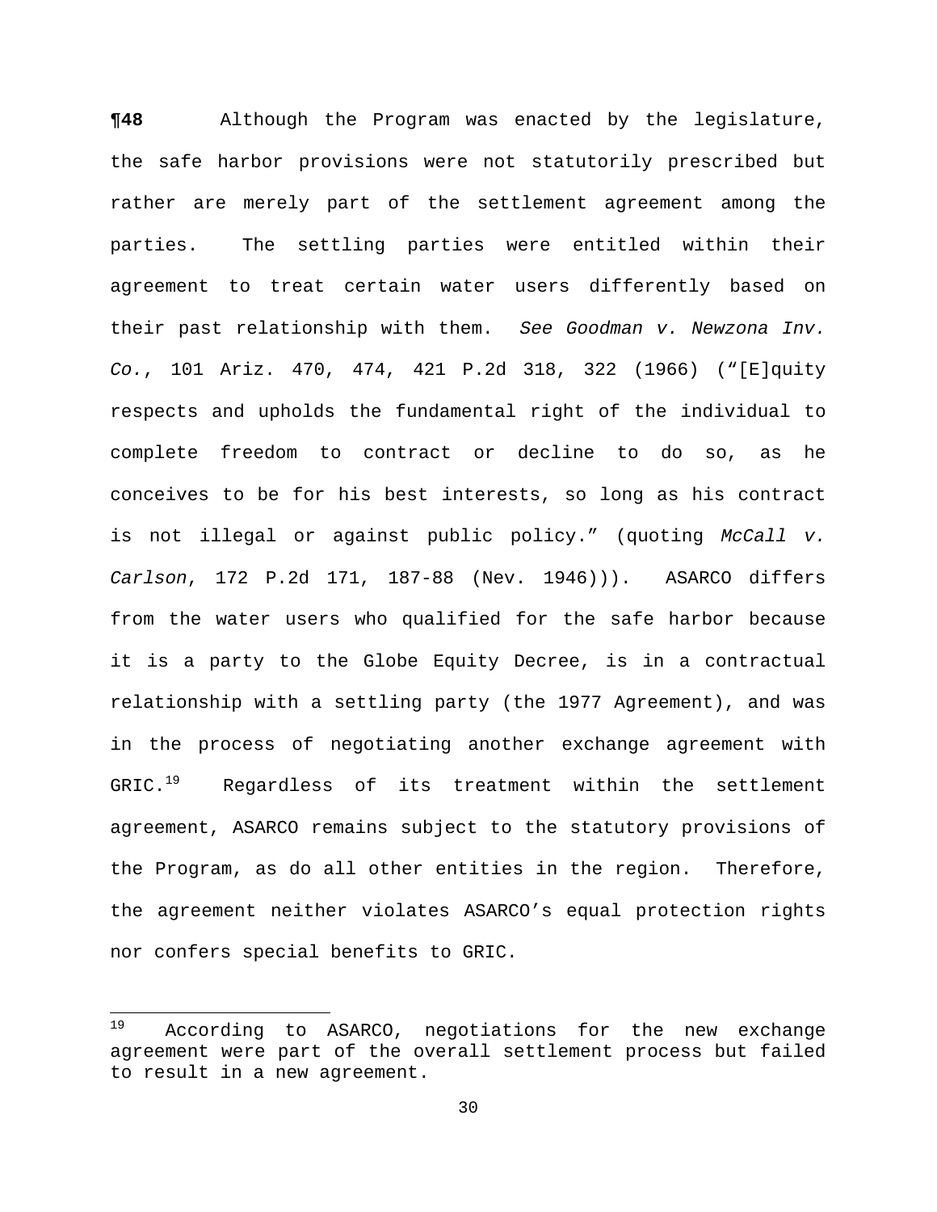**¶48** Although the Program was enacted by the legislature, the safe harbor provisions were not statutorily prescribed but rather are merely part of the settlement agreement among the parties. The settling parties were entitled within their agreement to treat certain water users differently based on their past relationship with them. *See Goodman v. Newzona Inv. Co.*, 101 Ariz. 470, 474, 421 P.2d 318, 322 (1966) ("[E]quity respects and upholds the fundamental right of the individual to complete freedom to contract or decline to do so, as he conceives to be for his best interests, so long as his contract is not illegal or against public policy." (quoting *McCall v. Carlson*, 172 P.2d 171, 187-88 (Nev. 1946))). ASARCO differs from the water users who qualified for the safe harbor because it is a party to the Globe Equity Decree, is in a contractual relationship with a settling party (the 1977 Agreement), and was in the process of negotiating another exchange agreement with GRIC.[19] Regardless of its treatment within the settlement agreement, ASARCO remains subject to the statutory provisions of the Program, as do all other entities in the region. Therefore, the agreement neither violates ASARCO's equal protection rights nor confers special benefits to GRIC.

---

[19] According to ASARCO, negotiations for the new exchange agreement were part of the overall settlement process but failed to result in a new agreement.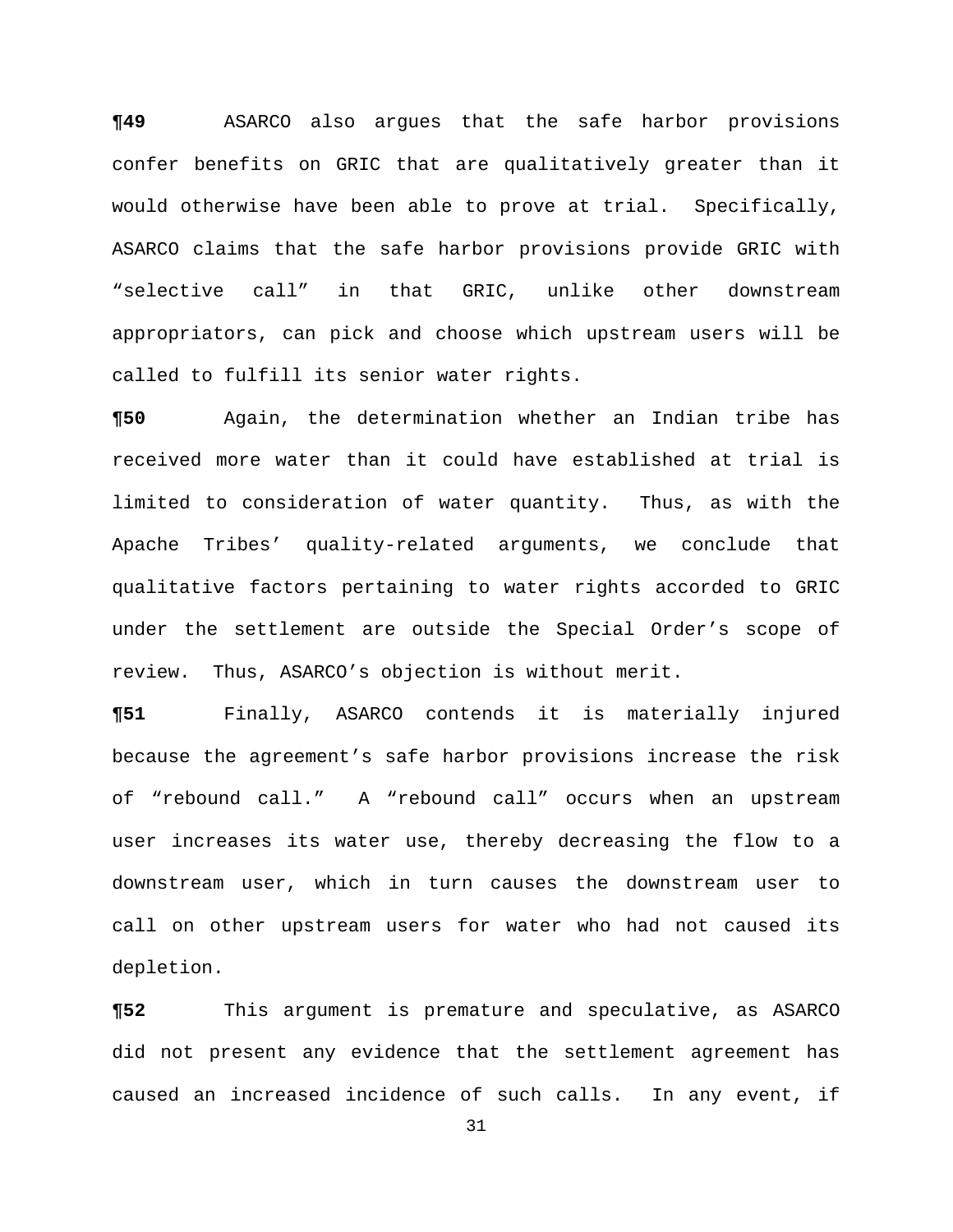**¶49** ASARCO also argues that the safe harbor provisions confer benefits on GRIC that are qualitatively greater than it would otherwise have been able to prove at trial. Specifically, ASARCO claims that the safe harbor provisions provide GRIC with "selective call" in that GRIC, unlike other downstream appropriators, can pick and choose which upstream users will be called to fulfill its senior water rights.

**¶50** Again, the determination whether an Indian tribe has received more water than it could have established at trial is limited to consideration of water quantity. Thus, as with the Apache Tribes' quality-related arguments, we conclude that qualitative factors pertaining to water rights accorded to GRIC under the settlement are outside the Special Order's scope of review. Thus, ASARCO's objection is without merit.

**¶51** Finally, ASARCO contends it is materially injured because the agreement's safe harbor provisions increase the risk of "rebound call." A "rebound call" occurs when an upstream user increases its water use, thereby decreasing the flow to a downstream user, which in turn causes the downstream user to call on other upstream users for water who had not caused its depletion.

**¶52** This argument is premature and speculative, as ASARCO did not present any evidence that the settlement agreement has caused an increased incidence of such calls. In any event, if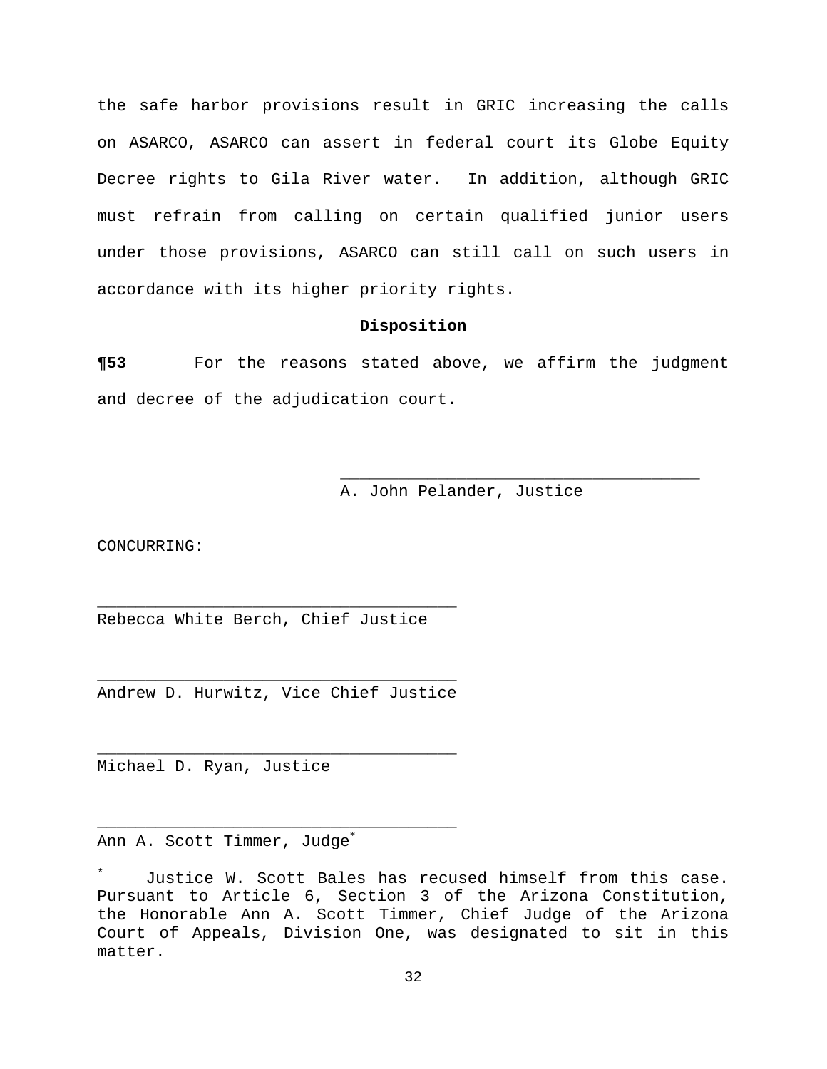the safe harbor provisions result in GRIC increasing the calls on ASARCO, ASARCO can assert in federal court its Globe Equity Decree rights to Gila River water. In addition, although GRIC must refrain from calling on certain qualified junior users under those provisions, ASARCO can still call on such users in accordance with its higher priority rights.

**Disposition**

**¶53** For the reasons stated above, we affirm the judgment and decree of the adjudication court.

_____________________________________
A. John Pelander, Justice

CONCURRING:

_____________________________________
Rebecca White Berch, Chief Justice

_____________________________________
Andrew D. Hurwitz, Vice Chief Justice

_____________________________________
Michael D. Ryan, Justice

_____________________________________
Ann A. Scott Timmer, Judge*

---

\* Justice W. Scott Bales has recused himself from this case. Pursuant to Article 6, Section 3 of the Arizona Constitution, the Honorable Ann A. Scott Timmer, Chief Judge of the Arizona Court of Appeals, Division One, was designated to sit in this matter.